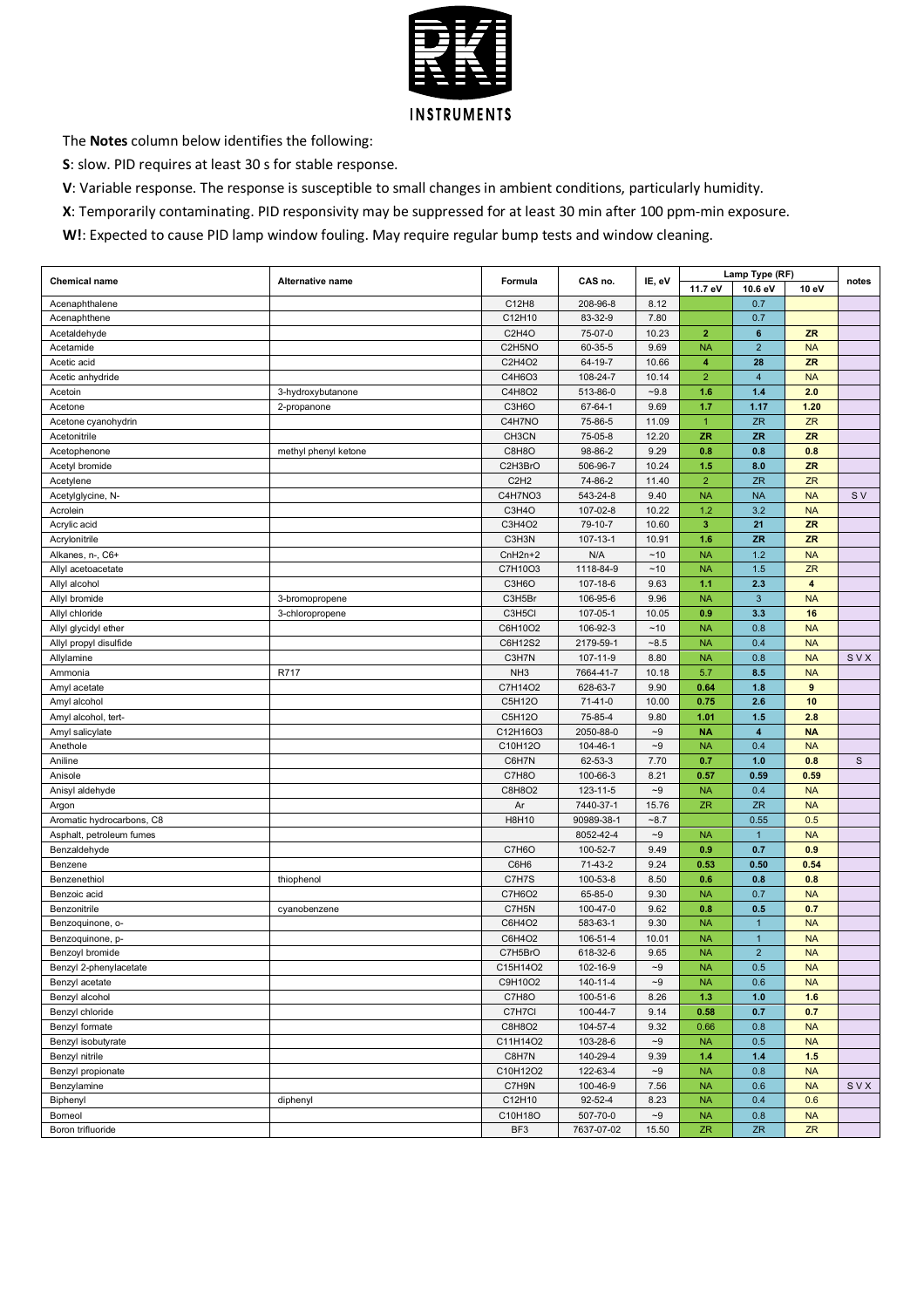**RKI INSTRUMENTS**

The **Notes** column below identifies the following:

**S**: slow. PID requires at least 30 s for stable response.

**V**: Variable response. The response is susceptible to small changes in ambient conditions, particularly humidity.

**X**: Temporarily contaminating. PID responsivity may be suppressed for at least 30 min after 100 ppm-min exposure.

**W!**: Expected to cause PID lamp window fouling. May require regular bump tests and window cleaning.

| Chemical name | Alternative name | Formula | CAS no. | IE, eV | Lamp Type (RF) | | | notes |
|---|---|---|---|---|---|---|---|---|
| | | | | | 11.7 eV | 10.6 eV | 10 eV | |
| Acenaphthalene | | C12H8 | 208-96-8 | 8.12 | | 0.7 | | |
| Acenaphthene | | C12H10 | 83-32-9 | 7.80 | | 0.7 | | |
| Acetaldehyde | | C2H4O | 75-07-0 | 10.23 | **2** | **6** | **ZR** | |
| Acetamide | | C2H5NO | 60-35-5 | 9.69 | NA | 2 | NA | |
| Acetic acid | | C2H4O2 | 64-19-7 | 10.66 | **4** | **28** | **ZR** | |
| Acetic anhydride | | C4H6O3 | 108-24-7 | 10.14 | 2 | 4 | NA | |
| Acetoin | 3-hydroxybutanone | C4H8O2 | 513-86-0 | ~9.8 | **1.6** | **1.4** | **2.0** | |
| Acetone | 2-propanone | C3H6O | 67-64-1 | 9.69 | **1.7** | **1.17** | **1.20** | |
| Acetone cyanohydrin | | C4H7NO | 75-86-5 | 11.09 | 1 | ZR | ZR | |
| Acetonitrile | | CH3CN | 75-05-8 | 12.20 | **ZR** | **ZR** | **ZR** | |
| Acetophenone | methyl phenyl ketone | C8H8O | 98-86-2 | 9.29 | **0.8** | **0.8** | **0.8** | |
| Acetyl bromide | | C2H3BrO | 506-96-7 | 10.24 | **1.5** | **8.0** | **ZR** | |
| Acetylene | | C2H2 | 74-86-2 | 11.40 | 2 | ZR | ZR | |
| Acetylglycine, N- | | C4H7NO3 | 543-24-8 | 9.40 | NA | NA | NA | S V |
| Acrolein | | C3H4O | 107-02-8 | 10.22 | 1.2 | 3.2 | NA | |
| Acrylic acid | | C3H4O2 | 79-10-7 | 10.60 | **3** | **21** | **ZR** | |
| Acrylonitrile | | C3H3N | 107-13-1 | 10.91 | **1.6** | **ZR** | **ZR** | |
| Alkanes, n-, C6+ | | CnH2n+2 | N/A | ~10 | NA | 1.2 | NA | |
| Allyl acetoacetate | | C7H10O3 | 1118-84-9 | ~10 | NA | 1.5 | ZR | |
| Allyl alcohol | | C3H6O | 107-18-6 | 9.63 | **1.1** | **2.3** | **4** | |
| Allyl bromide | 3-bromopropene | C3H5Br | 106-95-6 | 9.96 | NA | 3 | NA | |
| Allyl chloride | 3-chloropropene | C3H5Cl | 107-05-1 | 10.05 | **0.9** | **3.3** | **16** | |
| Allyl glycidyl ether | | C6H10O2 | 106-92-3 | ~10 | NA | 0.8 | NA | |
| Allyl propyl disulfide | | C6H12S2 | 2179-59-1 | ~8.5 | NA | 0.4 | NA | |
| Allylamine | | C3H7N | 107-11-9 | 8.80 | NA | 0.8 | NA | S V X |
| Ammonia | R717 | NH3 | 7664-41-7 | 10.18 | 5.7 | **8.5** | NA | |
| Amyl acetate | | C7H14O2 | 628-63-7 | 9.90 | **0.64** | **1.8** | **9** | |
| Amyl alcohol | | C5H12O | 71-41-0 | 10.00 | **0.75** | **2.6** | **10** | |
| Amyl alcohol, tert- | | C5H12O | 75-85-4 | 9.80 | **1.01** | **1.5** | **2.8** | |
| Amyl salicylate | | C12H16O3 | 2050-88-0 | ~9 | **NA** | **4** | **NA** | |
| Anethole | | C10H12O | 104-46-1 | ~9 | NA | 0.4 | NA | |
| Aniline | | C6H7N | 62-53-3 | 7.70 | **0.7** | **1.0** | **0.8** | S |
| Anisole | | C7H8O | 100-66-3 | 8.21 | **0.57** | **0.59** | **0.59** | |
| Anisyl aldehyde | | C8H8O2 | 123-11-5 | ~9 | NA | 0.4 | NA | |
| Argon | | Ar | 7440-37-1 | 15.76 | ZR | ZR | NA | |
| Aromatic hydrocarbons, C8 | | H8H10 | 90989-38-1 | ~8.7 | | 0.55 | 0.5 | |
| Asphalt, petroleum fumes | | | 8052-42-4 | ~9 | NA | 1 | NA | |
| Benzaldehyde | | C7H6O | 100-52-7 | 9.49 | **0.9** | **0.7** | **0.9** | |
| Benzene | | C6H6 | 71-43-2 | 9.24 | **0.53** | **0.50** | **0.54** | |
| Benzenethiol | thiophenol | C7H7S | 100-53-8 | 8.50 | **0.6** | **0.8** | **0.8** | |
| Benzoic acid | | C7H6O2 | 65-85-0 | 9.30 | NA | 0.7 | NA | |
| Benzonitrile | cyanobenzene | C7H5N | 100-47-0 | 9.62 | **0.8** | **0.5** | **0.7** | |
| Benzoquinone, o- | | C6H4O2 | 583-63-1 | 9.30 | NA | 1 | NA | |
| Benzoquinone, p- | | C6H4O2 | 106-51-4 | 10.01 | NA | 1 | NA | |
| Benzoyl bromide | | C7H5BrO | 618-32-6 | 9.65 | NA | 2 | NA | |
| Benzyl 2-phenylacetate | | C15H14O2 | 102-16-9 | ~9 | NA | 0.5 | NA | |
| Benzyl acetate | | C9H10O2 | 140-11-4 | ~9 | NA | 0.6 | NA | |
| Benzyl alcohol | | C7H8O | 100-51-6 | 8.26 | **1.3** | **1.0** | **1.6** | |
| Benzyl chloride | | C7H7Cl | 100-44-7 | 9.14 | **0.58** | **0.7** | **0.7** | |
| Benzyl formate | | C8H8O2 | 104-57-4 | 9.32 | 0.66 | 0.8 | NA | |
| Benzyl isobutyrate | | C11H14O2 | 103-28-6 | ~9 | NA | 0.5 | NA | |
| Benzyl nitrile | | C8H7N | 140-29-4 | 9.39 | **1.4** | **1.4** | **1.5** | |
| Benzyl propionate | | C10H12O2 | 122-63-4 | ~9 | NA | 0.8 | NA | |
| Benzylamine | | C7H9N | 100-46-9 | 7.56 | NA | 0.6 | NA | S V X |
| Biphenyl | diphenyl | C12H10 | 92-52-4 | 8.23 | NA | 0.4 | 0.6 | |
| Borneol | | C10H18O | 507-70-0 | ~9 | NA | 0.8 | NA | |
| Boron trifluoride | | BF3 | 7637-07-02 | 15.50 | ZR | ZR | ZR | |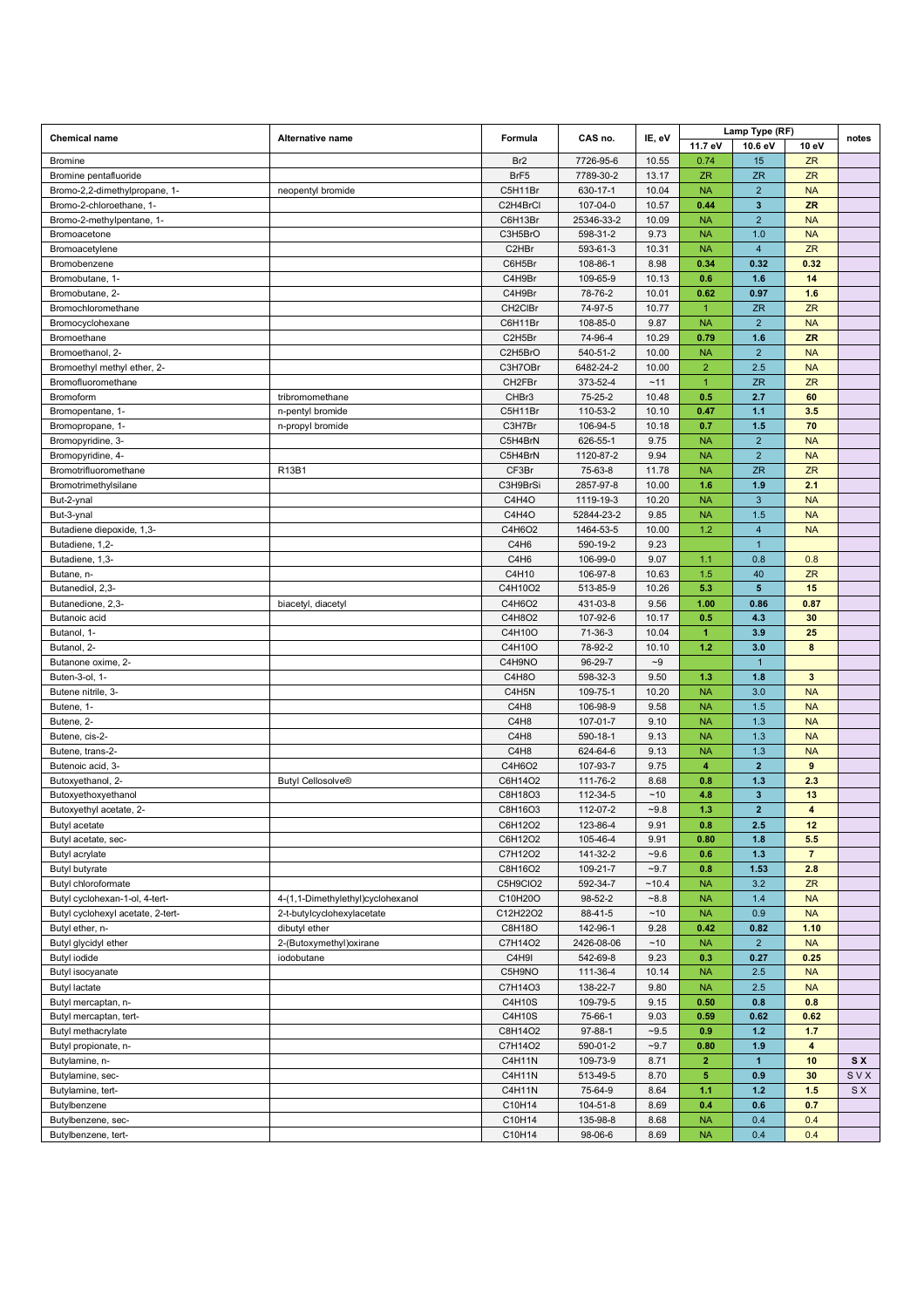| Chemical name | Alternative name | Formula | CAS no. | IE, eV | Lamp Type (RF) | | | notes |
|---|---|---|---|---|---|---|---|---|
| | | | | | 11.7 eV | 10.6 eV | 10 eV | |
| Bromine | | $Br_2$ | 7726-95-6 | 10.55 | 0.74 | 15 | ZR | |
| Bromine pentafluoride | | $BrF_5$ | 7789-30-2 | 13.17 | ZR | ZR | ZR | |
| Bromo-2,2-dimethylpropane, 1- | neopentyl bromide | $C_5H_{11}Br$ | 630-17-1 | 10.04 | NA | 2 | NA | |
| Bromo-2-chloroethane, 1- | | $C_2H_4BrCl$ | 107-04-0 | 10.57 | **0.44** | **3** | **ZR** | |
| Bromo-2-methylpentane, 1- | | $C_6H_{13}Br$ | 25346-33-2 | 10.09 | NA | 2 | NA | |
| Bromoacetone | | $C_3H_5BrO$ | 598-31-2 | 9.73 | NA | 1.0 | NA | |
| Bromoacetylene | | $C_2HBr$ | 593-61-3 | 10.31 | NA | 4 | ZR | |
| Bromobenzene | | $C_6H_5Br$ | 108-86-1 | 8.98 | **0.34** | **0.32** | **0.32** | |
| Bromobutane, 1- | | $C_4H_9Br$ | 109-65-9 | 10.13 | **0.6** | **1.6** | **14** | |
| Bromobutane, 2- | | $C_4H_9Br$ | 78-76-2 | 10.01 | **0.62** | **0.97** | **1.6** | |
| Bromochloromethane | | $CH_2ClBr$ | 74-97-5 | 10.77 | 1 | ZR | ZR | |
| Bromocyclohexane | | $C_6H_{11}Br$ | 108-85-0 | 9.87 | NA | 2 | NA | |
| Bromoethane | | $C_2H_5Br$ | 74-96-4 | 10.29 | **0.79** | **1.6** | **ZR** | |
| Bromoethanol, 2- | | $C_2H_5BrO$ | 540-51-2 | 10.00 | NA | 2 | NA | |
| Bromoethyl methyl ether, 2- | | $C_3H_7OBr$ | 6482-24-2 | 10.00 | 2 | 2.5 | NA | |
| Bromofluoromethane | | $CH_2FBr$ | 373-52-4 | ~11 | 1 | ZR | ZR | |
| Bromoform | tribromomethane | $CHBr_3$ | 75-25-2 | 10.48 | **0.5** | **2.7** | **60** | |
| Bromopentane, 1- | n-pentyl bromide | $C_5H_{11}Br$ | 110-53-2 | 10.10 | **0.47** | **1.1** | **3.5** | |
| Bromopropane, 1- | n-propyl bromide | $C_3H_7Br$ | 106-94-5 | 10.18 | **0.7** | **1.5** | **70** | |
| Bromopyridine, 3- | | $C_5H_4BrN$ | 626-55-1 | 9.75 | NA | 2 | NA | |
| Bromopyridine, 4- | | $C_5H_4BrN$ | 1120-87-2 | 9.94 | NA | 2 | NA | |
| Bromotrifluoromethane | R13B1 | $CF_3Br$ | 75-63-8 | 11.78 | NA | ZR | ZR | |
| Bromotrimethylsilane | | $C_3H_9BrSi$ | 2857-97-8 | 10.00 | **1.6** | **1.9** | **2.1** | |
| But-2-ynal | | $C_4H_4O$ | 1119-19-3 | 10.20 | NA | 3 | NA | |
| But-3-ynal | | $C_4H_4O$ | 52844-23-2 | 9.85 | NA | 1.5 | NA | |
| Butadiene diepoxide, 1,3- | | $C_4H_6O_2$ | 1464-53-5 | 10.00 | 1.2 | 4 | NA | |
| Butadiene, 1,2- | | $C_4H_6$ | 590-19-2 | 9.23 | | 1 | | |
| Butadiene, 1,3- | | $C_4H_6$ | 106-99-0 | 9.07 | 1.1 | 0.8 | 0.8 | |
| Butane, n- | | $C_4H_{10}$ | 106-97-8 | 10.63 | 1.5 | 40 | ZR | |
| Butanediol, 2,3- | | $C_4H_{10}O_2$ | 513-85-9 | 10.26 | **5.3** | **5** | **15** | |
| Butanedione, 2,3- | biacetyl, diacetyl | $C_4H_6O_2$ | 431-03-8 | 9.56 | **1.00** | **0.86** | **0.87** | |
| Butanoic acid | | $C_4H_8O_2$ | 107-92-6 | 10.17 | **0.5** | **4.3** | **30** | |
| Butanol, 1- | | $C_4H_{10}O$ | 71-36-3 | 10.04 | **1** | **3.9** | **25** | |
| Butanol, 2- | | $C_4H_{10}O$ | 78-92-2 | 10.10 | **1.2** | **3.0** | **8** | |
| Butanone oxime, 2- | | $C_4H_9NO$ | 96-29-7 | ~9 | | 1 | | |
| Buten-3-ol, 1- | | $C_4H_8O$ | 598-32-3 | 9.50 | **1.3** | **1.8** | **3** | |
| Butene nitrile, 3- | | $C_4H_5N$ | 109-75-1 | 10.20 | NA | 3.0 | NA | |
| Butene, 1- | | $C_4H_8$ | 106-98-9 | 9.58 | NA | 1.5 | NA | |
| Butene, 2- | | $C_4H_8$ | 107-01-7 | 9.10 | NA | 1.3 | NA | |
| Butene, cis-2- | | $C_4H_8$ | 590-18-1 | 9.13 | NA | 1.3 | NA | |
| Butene, trans-2- | | $C_4H_8$ | 624-64-6 | 9.13 | NA | 1.3 | NA | |
| Butenoic acid, 3- | | $C_4H_6O_2$ | 107-93-7 | 9.75 | **4** | **2** | **9** | |
| Butoxyethanol, 2- | Butyl Cellosolve® | $C_6H_{14}O_2$ | 111-76-2 | 8.68 | **0.8** | **1.3** | **2.3** | |
| Butoxyethoxyethanol | | $C_8H_{18}O_3$ | 112-34-5 | ~10 | **4.8** | **3** | **13** | |
| Butoxyethyl acetate, 2- | | $C_8H_{16}O_3$ | 112-07-2 | ~9.8 | **1.3** | **2** | **4** | |
| Butyl acetate | | $C_6H_{12}O_2$ | 123-86-4 | 9.91 | **0.8** | **2.5** | **12** | |
| Butyl acetate, sec- | | $C_6H_{12}O_2$ | 105-46-4 | 9.91 | **0.80** | **1.8** | **5.5** | |
| Butyl acrylate | | $C_7H_{12}O_2$ | 141-32-2 | ~9.6 | **0.6** | **1.3** | **7** | |
| Butyl butyrate | | $C_8H_{16}O_2$ | 109-21-7 | ~9.7 | **0.8** | **1.53** | **2.8** | |
| Butyl chloroformate | | $C_5H_9ClO_2$ | 592-34-7 | ~10.4 | NA | 3.2 | ZR | |
| Butyl cyclohexan-1-ol, 4-tert- | 4-(1,1-Dimethylethyl)cyclohexanol | $C_{10}H_{20}O$ | 98-52-2 | ~8.8 | NA | 1.4 | NA | |
| Butyl cyclohexyl acetate, 2-tert- | 2-t-butylcyclohexylacetate | $C_{12}H_{22}O_2$ | 88-41-5 | ~10 | NA | 0.9 | NA | |
| Butyl ether, n- | dibutyl ether | $C_8H_{18}O$ | 142-96-1 | 9.28 | **0.42** | **0.82** | **1.10** | |
| Butyl glycidyl ether | 2-(Butoxymethyl)oxirane | $C_7H_{14}O_2$ | 2426-08-06 | ~10 | NA | 2 | NA | |
| Butyl iodide | iodobutane | $C_4H_9I$ | 542-69-8 | 9.23 | **0.3** | **0.27** | **0.25** | |
| Butyl isocyanate | | $C_5H_9NO$ | 111-36-4 | 10.14 | NA | 2.5 | NA | |
| Butyl lactate | | $C_7H_{14}O_3$ | 138-22-7 | 9.80 | NA | 2.5 | NA | |
| Butyl mercaptan, n- | | $C_4H_{10}S$ | 109-79-5 | 9.15 | **0.50** | **0.8** | **0.8** | |
| Butyl mercaptan, tert- | | $C_4H_{10}S$ | 75-66-1 | 9.03 | **0.59** | **0.62** | **0.62** | |
| Butyl methacrylate | | $C_8H_{14}O_2$ | 97-88-1 | ~9.5 | **0.9** | **1.2** | **1.7** | |
| Butyl propionate, n- | | $C_7H_{14}O_2$ | 590-01-2 | ~9.7 | **0.80** | **1.9** | **4** | |
| Butylamine, n- | | $C_4H_{11}N$ | 109-73-9 | 8.71 | **2** | **1** | **10** | **S X** |
| Butylamine, sec- | | $C_4H_{11}N$ | 513-49-5 | 8.70 | **5** | **0.9** | **30** | S V X |
| Butylamine, tert- | | $C_4H_{11}N$ | 75-64-9 | 8.64 | **1.1** | **1.2** | **1.5** | S X |
| Butylbenzene | | $C_{10}H_{14}$ | 104-51-8 | 8.69 | **0.4** | **0.6** | **0.7** | |
| Butylbenzene, sec- | | $C_{10}H_{14}$ | 135-98-8 | 8.68 | NA | 0.4 | 0.4 | |
| Butylbenzene, tert- | | $C_{10}H_{14}$ | 98-06-6 | 8.69 | NA | 0.4 | 0.4 | |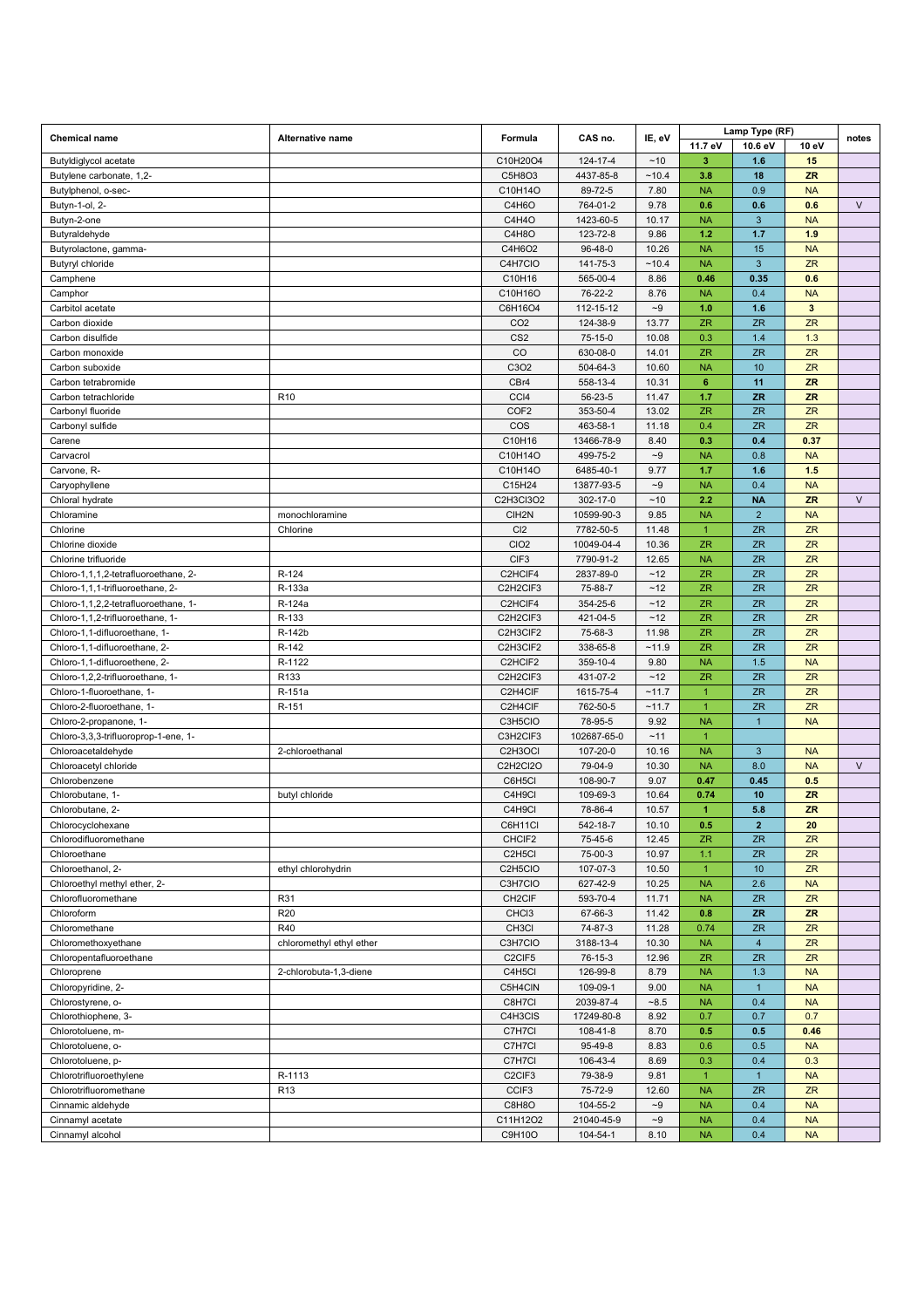| Chemical name | Alternative name | Formula | CAS no. | IE, eV | Lamp Type (RF) | | | notes |
|---|---|---|---|---|---|---|---|---|
| | | | | | 11.7 eV | 10.6 eV | 10 eV | |
| Butyldiglycol acetate | | C10H20O4 | 124-17-4 | ~10 | **3** | **1.6** | **15** | |
| Butylene carbonate, 1,2- | | C5H8O3 | 4437-85-8 | ~10.4 | **3.8** | **18** | **ZR** | |
| Butylphenol, o-sec- | | C10H14O | 89-72-5 | 7.80 | NA | 0.9 | NA | |
| Butyn-1-ol, 2- | | C4H6O | 764-01-2 | 9.78 | **0.6** | **0.6** | **0.6** | V |
| Butyn-2-one | | C4H4O | 1423-60-5 | 10.17 | NA | 3 | NA | |
| Butyraldehyde | | C4H8O | 123-72-8 | 9.86 | **1.2** | **1.7** | **1.9** | |
| Butyrolactone, gamma- | | C4H6O2 | 96-48-0 | 10.26 | NA | 15 | NA | |
| Butyryl chloride | | C4H7ClO | 141-75-3 | ~10.4 | NA | 3 | ZR | |
| Camphene | | C10H16 | 565-00-4 | 8.86 | **0.46** | **0.35** | **0.6** | |
| Camphor | | C10H16O | 76-22-2 | 8.76 | NA | 0.4 | NA | |
| Carbitol acetate | | C6H16O4 | 112-15-12 | ~9 | **1.0** | **1.6** | **3** | |
| Carbon dioxide | | CO2 | 124-38-9 | 13.77 | ZR | ZR | ZR | |
| Carbon disulfide | | CS2 | 75-15-0 | 10.08 | 0.3 | 1.4 | 1.3 | |
| Carbon monoxide | | CO | 630-08-0 | 14.01 | ZR | ZR | ZR | |
| Carbon suboxide | | C3O2 | 504-64-3 | 10.60 | NA | 10 | ZR | |
| Carbon tetrabromide | | CBr4 | 558-13-4 | 10.31 | **6** | **11** | **ZR** | |
| Carbon tetrachloride | R10 | CCl4 | 56-23-5 | 11.47 | **1.7** | **ZR** | **ZR** | |
| Carbonyl fluoride | | COF2 | 353-50-4 | 13.02 | ZR | ZR | ZR | |
| Carbonyl sulfide | | COS | 463-58-1 | 11.18 | 0.4 | ZR | ZR | |
| Carene | | C10H16 | 13466-78-9 | 8.40 | **0.3** | **0.4** | **0.37** | |
| Carvacrol | | C10H14O | 499-75-2 | ~9 | NA | 0.8 | NA | |
| Carvone, R- | | C10H14O | 6485-40-1 | 9.77 | **1.7** | **1.6** | **1.5** | |
| Caryophyllene | | C15H24 | 13877-93-5 | ~9 | NA | 0.4 | NA | |
| Chloral hydrate | | C2H3Cl3O2 | 302-17-0 | ~10 | **2.2** | **NA** | **ZR** | V |
| Chloramine | monochloramine | ClH2N | 10599-90-3 | 9.85 | NA | 2 | NA | |
| Chlorine | Chlorine | Cl2 | 7782-50-5 | 11.48 | 1 | ZR | ZR | |
| Chlorine dioxide | | ClO2 | 10049-04-4 | 10.36 | ZR | ZR | ZR | |
| Chlorine trifluoride | | ClF3 | 7790-91-2 | 12.65 | NA | ZR | ZR | |
| Chloro-1,1,1,2-tetrafluoroethane, 2- | R-124 | C2HClF4 | 2837-89-0 | ~12 | ZR | ZR | ZR | |
| Chloro-1,1,1-trifluoroethane, 2- | R-133a | C2H2ClF3 | 75-88-7 | ~12 | ZR | ZR | ZR | |
| Chloro-1,1,2,2-tetrafluoroethane, 1- | R-124a | C2HClF4 | 354-25-6 | ~12 | ZR | ZR | ZR | |
| Chloro-1,1,2-trifluoroethane, 1- | R-133 | C2H2ClF3 | 421-04-5 | ~12 | ZR | ZR | ZR | |
| Chloro-1,1-difluoroethane, 1- | R-142b | C2H3ClF2 | 75-68-3 | 11.98 | ZR | ZR | ZR | |
| Chloro-1,1-difluoroethane, 2- | R-142 | C2H3ClF2 | 338-65-8 | ~11.9 | ZR | ZR | ZR | |
| Chloro-1,1-difluoroethene, 2- | R-1122 | C2HClF2 | 359-10-4 | 9.80 | NA | 1.5 | NA | |
| Chloro-1,2,2-trifluoroethane, 1- | R133 | C2H2ClF3 | 431-07-2 | ~12 | ZR | ZR | ZR | |
| Chloro-1-fluoroethane, 1- | R-151a | C2H4ClF | 1615-75-4 | ~11.7 | 1 | ZR | ZR | |
| Chloro-2-fluoroethane, 1- | R-151 | C2H4ClF | 762-50-5 | ~11.7 | 1 | ZR | ZR | |
| Chloro-2-propanone, 1- | | C3H5ClO | 78-95-5 | 9.92 | NA | 1 | NA | |
| Chloro-3,3,3-trifluoroprop-1-ene, 1- | | C3H2ClF3 | 102687-65-0 | ~11 | 1 | | | |
| Chloroacetaldehyde | 2-chloroethanal | C2H3OCl | 107-20-0 | 10.16 | NA | 3 | NA | |
| Chloroacetyl chloride | | C2H2Cl2O | 79-04-9 | 10.30 | NA | 8.0 | NA | V |
| Chlorobenzene | | C6H5Cl | 108-90-7 | 9.07 | **0.47** | **0.45** | **0.5** | |
| Chlorobutane, 1- | butyl chloride | C4H9Cl | 109-69-3 | 10.64 | **0.74** | **10** | **ZR** | |
| Chlorobutane, 2- | | C4H9Cl | 78-86-4 | 10.57 | **1** | **5.8** | **ZR** | |
| Chlorocyclohexane | | C6H11Cl | 542-18-7 | 10.10 | **0.5** | **2** | **20** | |
| Chlorodifluoromethane | | CHClF2 | 75-45-6 | 12.45 | ZR | ZR | ZR | |
| Chloroethane | | C2H5Cl | 75-00-3 | 10.97 | 1.1 | ZR | ZR | |
| Chloroethanol, 2- | ethyl chlorohydrin | C2H5ClO | 107-07-3 | 10.50 | 1 | 10 | ZR | |
| Chloroethyl methyl ether, 2- | | C3H7ClO | 627-42-9 | 10.25 | NA | 2.6 | NA | |
| Chlorofluoromethane | R31 | CH2ClF | 593-70-4 | 11.71 | NA | ZR | ZR | |
| Chloroform | R20 | CHCl3 | 67-66-3 | 11.42 | **0.8** | **ZR** | **ZR** | |
| Chloromethane | R40 | CH3Cl | 74-87-3 | 11.28 | 0.74 | ZR | ZR | |
| Chloromethoxyethane | chloromethyl ethyl ether | C3H7ClO | 3188-13-4 | 10.30 | NA | 4 | ZR | |
| Chloropentafluoroethane | | C2ClF5 | 76-15-3 | 12.96 | ZR | ZR | ZR | |
| Chloroprene | 2-chlorobuta-1,3-diene | C4H5Cl | 126-99-8 | 8.79 | NA | 1.3 | NA | |
| Chloropyridine, 2- | | C5H4ClN | 109-09-1 | 9.00 | NA | 1 | NA | |
| Chlorostyrene, o- | | C8H7Cl | 2039-87-4 | ~8.5 | NA | 0.4 | NA | |
| Chlorothiophene, 3- | | C4H3ClS | 17249-80-8 | 8.92 | 0.7 | 0.7 | 0.7 | |
| Chlorotoluene, m- | | C7H7Cl | 108-41-8 | 8.70 | **0.5** | **0.5** | **0.46** | |
| Chlorotoluene, o- | | C7H7Cl | 95-49-8 | 8.83 | 0.6 | 0.5 | NA | |
| Chlorotoluene, p- | | C7H7Cl | 106-43-4 | 8.69 | 0.3 | 0.4 | 0.3 | |
| Chlorotrifluoroethylene | R-1113 | C2ClF3 | 79-38-9 | 9.81 | 1 | 1 | NA | |
| Chlorotrifluoromethane | R13 | CClF3 | 75-72-9 | 12.60 | NA | ZR | ZR | |
| Cinnamic aldehyde | | C8H8O | 104-55-2 | ~9 | NA | 0.4 | NA | |
| Cinnamyl acetate | | C11H12O2 | 21040-45-9 | ~9 | NA | 0.4 | NA | |
| Cinnamyl alcohol | | C9H10O | 104-54-1 | 8.10 | NA | 0.4 | NA | |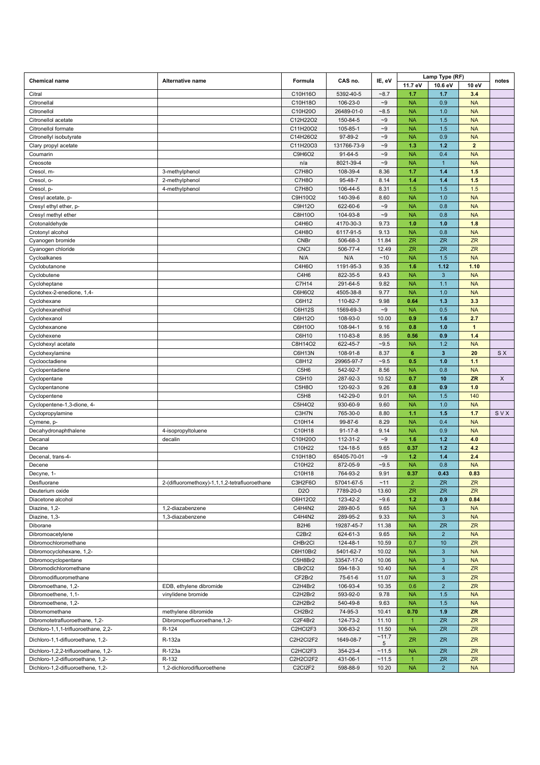| Chemical name | Alternative name | Formula | CAS no. | IE, eV | Lamp Type (RF) | | | notes |
|---|---|---|---|---|---|---|---|---|
| | | | | | 11.7 eV | 10.6 eV | 10 eV | |
| Citral | | C10H16O | 5392-40-5 | ~8.7 | 1.7 | 1.7 | 3.4 | |
| Citronellal | | C10H18O | 106-23-0 | ~9 | NA | 0.9 | NA | |
| Citronellol | | C10H20O | 26489-01-0 | ~8.5 | NA | 1.0 | NA | |
| Citronellol acetate | | C12H22O2 | 150-84-5 | ~9 | NA | 1.5 | NA | |
| Citronellol formate | | C11H20O2 | 105-85-1 | ~9 | NA | 1.5 | NA | |
| Citronellyl isobutyrate | | C14H26O2 | 97-89-2 | ~9 | NA | 0.9 | NA | |
| Clary propyl acetate | | C11H20O3 | 131766-73-9 | ~9 | 1.3 | 1.2 | 2 | |
| Coumarin | | C9H6O2 | 91-64-5 | ~9 | NA | 0.4 | NA | |
| Creosote | | n/a | 8021-39-4 | ~9 | NA | 1 | NA | |
| Cresol, m- | 3-methylphenol | C7H8O | 108-39-4 | 8.36 | 1.7 | 1.4 | 1.5 | |
| Cresol, o- | 2-methylphenol | C7H8O | 95-48-7 | 8.14 | 1.4 | 1.4 | 1.5 | |
| Cresol, p- | 4-methylphenol | C7H8O | 106-44-5 | 8.31 | 1.5 | 1.5 | 1.5 | |
| Cresyl acetate, p- | | C9H10O2 | 140-39-6 | 8.60 | NA | 1.0 | NA | |
| Cresyl ethyl ether, p- | | C9H12O | 622-60-6 | ~9 | NA | 0.8 | NA | |
| Cresyl methyl ether | | C8H10O | 104-93-8 | ~9 | NA | 0.8 | NA | |
| Crotonaldehyde | | C4H6O | 4170-30-3 | 9.73 | 1.0 | 1.0 | 1.8 | |
| Crotonyl alcohol | | C4H8O | 6117-91-5 | 9.13 | NA | 0.8 | NA | |
| Cyanogen bromide | | CNBr | 506-68-3 | 11.84 | ZR | ZR | ZR | |
| Cyanogen chloride | | CNCl | 506-77-4 | 12.49 | ZR | ZR | ZR | |
| Cycloalkanes | | N/A | N/A | ~10 | NA | 1.5 | NA | |
| Cyclobutanone | | C4H6O | 1191-95-3 | 9.35 | 1.6 | 1.12 | 1.10 | |
| Cyclobutene | | C4H6 | 822-35-5 | 9.43 | NA | 3 | NA | |
| Cycloheptane | | C7H14 | 291-64-5 | 9.82 | NA | 1.1 | NA | |
| Cyclohex-2-enedione, 1,4- | | C6H6O2 | 4505-38-8 | 9.77 | NA | 1.0 | NA | |
| Cyclohexane | | C6H12 | 110-82-7 | 9.98 | 0.64 | 1.3 | 3.3 | |
| Cyclohexanethiol | | C6H12S | 1569-69-3 | ~9 | NA | 0.5 | NA | |
| Cyclohexanol | | C6H12O | 108-93-0 | 10.00 | 0.9 | 1.6 | 2.7 | |
| Cyclohexanone | | C6H10O | 108-94-1 | 9.16 | 0.8 | 1.0 | 1 | |
| Cyclohexene | | C6H10 | 110-83-8 | 8.95 | 0.56 | 0.9 | 1.4 | |
| Cyclohexyl acetate | | C8H14O2 | 622-45-7 | ~9.5 | NA | 1.2 | NA | |
| Cyclohexylamine | | C6H13N | 108-91-8 | 8.37 | 6 | 3 | 20 | S X |
| Cyclooctadiene | | C8H12 | 29965-97-7 | ~9.5 | 0.5 | 1.0 | 1.1 | |
| Cyclopentadiene | | C5H6 | 542-92-7 | 8.56 | NA | 0.8 | NA | |
| Cyclopentane | | C5H10 | 287-92-3 | 10.52 | 0.7 | 10 | ZR | X |
| Cyclopentanone | | C5H8O | 120-92-3 | 9.26 | 0.8 | 0.9 | 1.0 | |
| Cyclopentene | | C5H8 | 142-29-0 | 9.01 | NA | 1.5 | 140 | |
| Cyclopentene-1,3-dione, 4- | | C5H4O2 | 930-60-9 | 9.60 | NA | 1.0 | NA | |
| Cyclopropylamine | | C3H7N | 765-30-0 | 8.80 | 1.1 | 1.5 | 1.7 | S V X |
| Cymene, p- | | C10H14 | 99-87-6 | 8.29 | NA | 0.4 | NA | |
| Decahydronaphthalene | 4-isopropyltoluene | C10H18 | 91-17-8 | 9.14 | NA | 0.9 | NA | |
| Decanal | decalin | C10H20O | 112-31-2 | ~9 | 1.6 | 1.2 | 4.0 | |
| Decane | | C10H22 | 124-18-5 | 9.65 | 0.37 | 1.2 | 4.2 | |
| Decenal, trans-4- | | C10H18O | 65405-70-01 | ~9 | 1.2 | 1.4 | 2.4 | |
| Decene | | C10H22 | 872-05-9 | ~9.5 | NA | 0.8 | NA | |
| Decyne, 1- | | C10H18 | 764-93-2 | 9.91 | 0.37 | 0.43 | 0.83 | |
| Desfluorane | 2-(difluoromethoxy)-1,1,1,2-tetrafluoroethane | C3H2F6O | 57041-67-5 | ~11 | 2 | ZR | ZR | |
| Deuterium oxide | | D2O | 7789-20-0 | 13.60 | ZR | ZR | ZR | |
| Diacetone alcohol | | C6H12O2 | 123-42-2 | ~9.6 | 1.2 | 0.9 | 0.84 | |
| Diazine, 1,2- | 1,2-diazabenzene | C4H4N2 | 289-80-5 | 9.65 | NA | 3 | NA | |
| Diazine, 1,3- | 1,3-diazabenzene | C4H4N2 | 289-95-2 | 9.33 | NA | 3 | NA | |
| Diborane | | B2H6 | 19287-45-7 | 11.38 | NA | ZR | ZR | |
| Dibromoacetylene | | C2Br2 | 624-61-3 | 9.65 | NA | 2 | NA | |
| Dibromochloromethane | | CHBr2Cl | 124-48-1 | 10.59 | 0.7 | 10 | ZR | |
| Dibromocyclohexane, 1,2- | | C6H10Br2 | 5401-62-7 | 10.02 | NA | 3 | NA | |
| Dibromocyclopentane | | C5H8Br2 | 33547-17-0 | 10.06 | NA | 3 | NA | |
| Dibromodichloromethane | | CBr2Cl2 | 594-18-3 | 10.40 | NA | 4 | ZR | |
| Dibromodifluoromethane | | CF2Br2 | 75-61-6 | 11.07 | NA | 3 | ZR | |
| Dibromoethane, 1,2- | EDB, ethylene dibromide | C2H4Br2 | 106-93-4 | 10.35 | 0.6 | 2 | ZR | |
| Dibromoethene, 1,1- | vinylidene bromide | C2H2Br2 | 593-92-0 | 9.78 | NA | 1.5 | NA | |
| Dibromoethene, 1,2- | | C2H2Br2 | 540-49-8 | 9.63 | NA | 1.5 | NA | |
| Dibromomethane | methylene dibromide | CH2Br2 | 74-95-3 | 10.41 | 0.70 | 1.9 | ZR | |
| Dibromotetrafluoroethane, 1,2- | Dibromoperfluoroethane,1,2- | C2F4Br2 | 124-73-2 | 11.10 | 1 | ZR | ZR | |
| Dichloro-1,1,1-trifluoroethane, 2,2- | R-124 | C2HCl2F3 | 306-83-2 | 11.50 | NA | ZR | ZR | |
| Dichloro-1,1-difluoroethane, 1,2- | R-132a | C2H2Cl2F2 | 1649-08-7 | ~11.75 | ZR | ZR | ZR | |
| Dichloro-1,2,2-trifluoroethane, 1,2- | R-123a | C2HCl2F3 | 354-23-4 | ~11.5 | NA | ZR | ZR | |
| Dichloro-1,2-difluoroethane, 1,2- | R-132 | C2H2Cl2F2 | 431-06-1 | ~11.5 | 1 | ZR | ZR | |
| Dichloro-1,2-difluoroethene, 1,2- | 1,2-dichlorodifluoroethene | C2Cl2F2 | 598-88-9 | 10.20 | NA | 2 | NA | |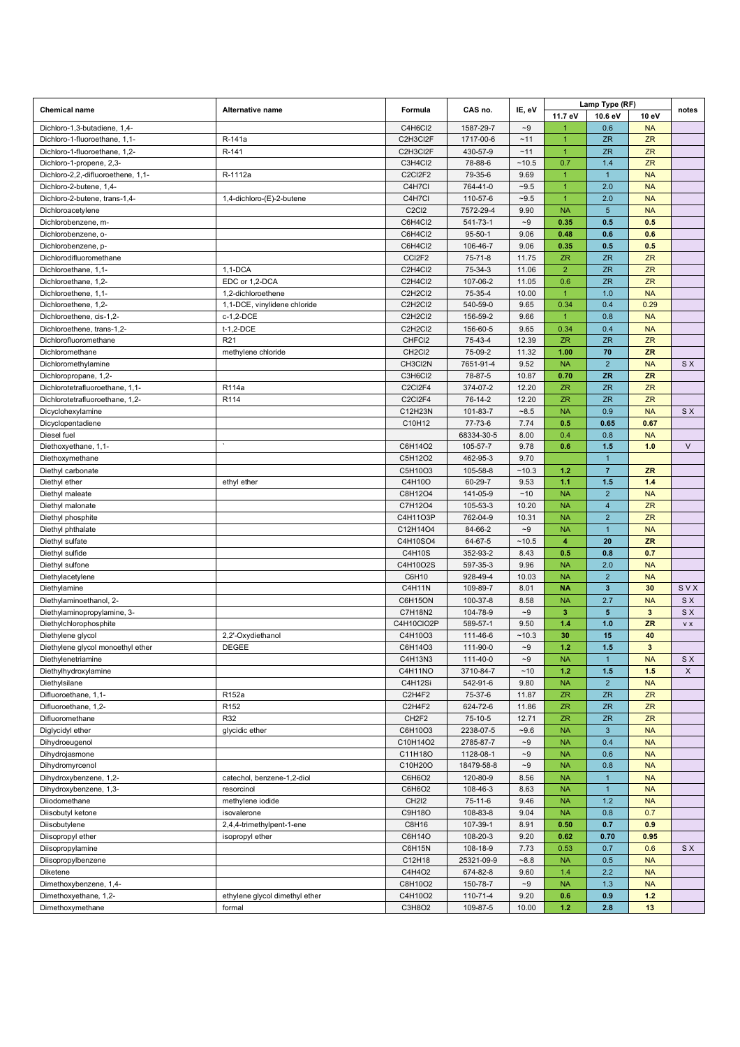| Chemical name | Alternative name | Formula | CAS no. | IE, eV | Lamp Type (RF) | | | notes |
|---|---|---|---|---|---|---|---|---|
| | | | | | 11.7 eV | 10.6 eV | 10 eV | |
| Dichloro-1,3-butadiene, 1,4- | | C4H6Cl2 | 1587-29-7 | ~9 | 1 | 0.6 | NA | |
| Dichloro-1-fluoroethane, 1,1- | R-141a | C2H3Cl2F | 1717-00-6 | ~11 | 1 | ZR | ZR | |
| Dichloro-1-fluoroethane, 1,2- | R-141 | C2H3Cl2F | 430-57-9 | ~11 | 1 | ZR | ZR | |
| Dichloro-1-propene, 2,3- | | C3H4Cl2 | 78-88-6 | ~10.5 | 0.7 | 1.4 | ZR | |
| Dichloro-2,2,-difluoroethene, 1,1- | R-1112a | C2Cl2F2 | 79-35-6 | 9.69 | 1 | 1 | NA | |
| Dichloro-2-butene, 1,4- | | C4H7Cl | 764-41-0 | ~9.5 | 1 | 2.0 | NA | |
| Dichloro-2-butene, trans-1,4- | 1,4-dichloro-(E)-2-butene | C4H7Cl | 110-57-6 | ~9.5 | 1 | 2.0 | NA | |
| Dichloroacetylene | | C2Cl2 | 7572-29-4 | 9.90 | NA | 5 | NA | |
| Dichlorobenzene, m- | | C6H4Cl2 | 541-73-1 | ~9 | **0.35** | **0.5** | **0.5** | |
| Dichlorobenzene, o- | | C6H4Cl2 | 95-50-1 | 9.06 | **0.48** | **0.6** | **0.6** | |
| Dichlorobenzene, p- | | C6H4Cl2 | 106-46-7 | 9.06 | **0.35** | **0.5** | **0.5** | |
| Dichlorodifluoromethane | | CCl2F2 | 75-71-8 | 11.75 | ZR | ZR | ZR | |
| Dichloroethane, 1,1- | 1,1-DCA | C2H4Cl2 | 75-34-3 | 11.06 | 2 | ZR | ZR | |
| Dichloroethane, 1,2- | EDC or 1,2-DCA | C2H4Cl2 | 107-06-2 | 11.05 | 0.6 | ZR | ZR | |
| Dichloroethene, 1,1- | 1,2-dichloroethene | C2H2Cl2 | 75-35-4 | 10.00 | 1 | 1.0 | NA | |
| Dichloroethene, 1,2- | 1,1-DCE, vinylidene chloride | C2H2Cl2 | 540-59-0 | 9.65 | 0.34 | 0.4 | 0.29 | |
| Dichloroethene, cis-1,2- | c-1,2-DCE | C2H2Cl2 | 156-59-2 | 9.66 | 1 | 0.8 | NA | |
| Dichloroethene, trans-1,2- | t-1,2-DCE | C2H2Cl2 | 156-60-5 | 9.65 | 0.34 | 0.4 | NA | |
| Dichlorofluoromethane | R21 | CHFCl2 | 75-43-4 | 12.39 | ZR | ZR | ZR | |
| Dichloromethane | methylene chloride | CH2Cl2 | 75-09-2 | 11.32 | **1.00** | **70** | **ZR** | |
| Dichloromethylamine | | CH3Cl2N | 7651-91-4 | 9.52 | NA | 2 | NA | S X |
| Dichloropropane, 1,2- | | C3H6Cl2 | 78-87-5 | 10.87 | **0.70** | **ZR** | **ZR** | |
| Dichlorotetrafluoroethane, 1,1- | R114a | C2Cl2F4 | 374-07-2 | 12.20 | ZR | ZR | ZR | |
| Dichlorotetrafluoroethane, 1,2- | R114 | C2Cl2F4 | 76-14-2 | 12.20 | ZR | ZR | ZR | |
| Dicyclohexylamine | | C12H23N | 101-83-7 | ~8.5 | NA | 0.9 | NA | S X |
| Dicyclopentadiene | | C10H12 | 77-73-6 | 7.74 | **0.5** | **0.65** | **0.67** | |
| Diesel fuel | | | 68334-30-5 | 8.00 | 0.4 | 0.8 | NA | |
| Diethoxyethane, 1,1- | ` | C6H14O2 | 105-57-7 | 9.78 | **0.6** | **1.5** | **1.0** | V |
| Diethoxymethane | | C5H12O2 | 462-95-3 | 9.70 | | 1 | | |
| Diethyl carbonate | | C5H10O3 | 105-58-8 | ~10.3 | **1.2** | **7** | **ZR** | |
| Diethyl ether | ethyl ether | C4H10O | 60-29-7 | 9.53 | **1.1** | **1.5** | **1.4** | |
| Diethyl maleate | | C8H12O4 | 141-05-9 | ~10 | NA | 2 | NA | |
| Diethyl malonate | | C7H12O4 | 105-53-3 | 10.20 | NA | 4 | ZR | |
| Diethyl phosphite | | C4H11O3P | 762-04-9 | 10.31 | NA | 2 | ZR | |
| Diethyl phthalate | | C12H14O4 | 84-66-2 | ~9 | NA | 1 | NA | |
| Diethyl sulfate | | C4H10SO4 | 64-67-5 | ~10.5 | **4** | **20** | **ZR** | |
| Diethyl sulfide | | C4H10S | 352-93-2 | 8.43 | **0.5** | **0.8** | **0.7** | |
| Diethyl sulfone | | C4H10O2S | 597-35-3 | 9.96 | NA | 2.0 | NA | |
| Diethylacetylene | | C6H10 | 928-49-4 | 10.03 | NA | 2 | NA | |
| Diethylamine | | C4H11N | 109-89-7 | 8.01 | **NA** | **3** | **30** | S V X |
| Diethylaminoethanol, 2- | | C6H15ON | 100-37-8 | 8.58 | NA | 2.7 | NA | S X |
| Diethylaminopropylamine, 3- | | C7H18N2 | 104-78-9 | ~9 | **3** | **5** | **3** | S X |
| Diethylchlorophosphite | | C4H10ClO2P | 589-57-1 | 9.50 | **1.4** | **1.0** | **ZR** | v x |
| Diethylene glycol | 2,2'-Oxydiethanol | C4H10O3 | 111-46-6 | ~10.3 | **30** | **15** | **40** | |
| Diethylene glycol monoethyl ether | DEGEE | C6H14O3 | 111-90-0 | ~9 | **1.2** | **1.5** | **3** | |
| Diethylenetriamine | | C4H13N3 | 111-40-0 | ~9 | NA | 1 | NA | S X |
| Diethylhydroxylamine | | C4H11NO | 3710-84-7 | ~10 | **1.2** | **1.5** | **1.5** | X |
| Diethylsilane | | C4H12Si | 542-91-6 | 9.80 | NA | 2 | NA | |
| Difluoroethane, 1,1- | R152a | C2H4F2 | 75-37-6 | 11.87 | ZR | ZR | ZR | |
| Difluoroethane, 1,2- | R152 | C2H4F2 | 624-72-6 | 11.86 | ZR | ZR | ZR | |
| Difluoromethane | R32 | CH2F2 | 75-10-5 | 12.71 | ZR | ZR | ZR | |
| Diglycidyl ether | glycidic ether | C6H10O3 | 2238-07-5 | ~9.6 | NA | 3 | NA | |
| Dihydroeugenol | | C10H14O2 | 2785-87-7 | ~9 | NA | 0.4 | NA | |
| Dihydrojasmone | | C11H18O | 1128-08-1 | ~9 | NA | 0.6 | NA | |
| Dihydromyrcenol | | C10H20O | 18479-58-8 | ~9 | NA | 0.8 | NA | |
| Dihydroxybenzene, 1,2- | catechol, benzene-1,2-diol | C6H6O2 | 120-80-9 | 8.56 | NA | 1 | NA | |
| Dihydroxybenzene, 1,3- | resorcinol | C6H6O2 | 108-46-3 | 8.63 | NA | 1 | NA | |
| Diiodomethane | methylene iodide | CH2I2 | 75-11-6 | 9.46 | NA | 1.2 | NA | |
| Diisobutyl ketone | isovalerone | C9H18O | 108-83-8 | 9.04 | NA | 0.8 | 0.7 | |
| Diisobutylene | 2,4,4-trimethylpent-1-ene | C8H16 | 107-39-1 | 8.91 | **0.50** | **0.7** | **0.9** | |
| Diisopropyl ether | isopropyl ether | C6H14O | 108-20-3 | 9.20 | **0.62** | **0.70** | **0.95** | |
| Diisopropylamine | | C6H15N | 108-18-9 | 7.73 | 0.53 | 0.7 | 0.6 | S X |
| Diisopropylbenzene | | C12H18 | 25321-09-9 | ~8.8 | NA | 0.5 | NA | |
| Diketene | | C4H4O2 | 674-82-8 | 9.60 | 1.4 | 2.2 | NA | |
| Dimethoxybenzene, 1,4- | | C8H10O2 | 150-78-7 | ~9 | NA | 1.3 | NA | |
| Dimethoxyethane, 1,2- | ethylene glycol dimethyl ether | C4H10O2 | 110-71-4 | 9.20 | **0.6** | **0.9** | **1.2** | |
| Dimethoxymethane | formal | C3H8O2 | 109-87-5 | 10.00 | **1.2** | **2.8** | **13** | |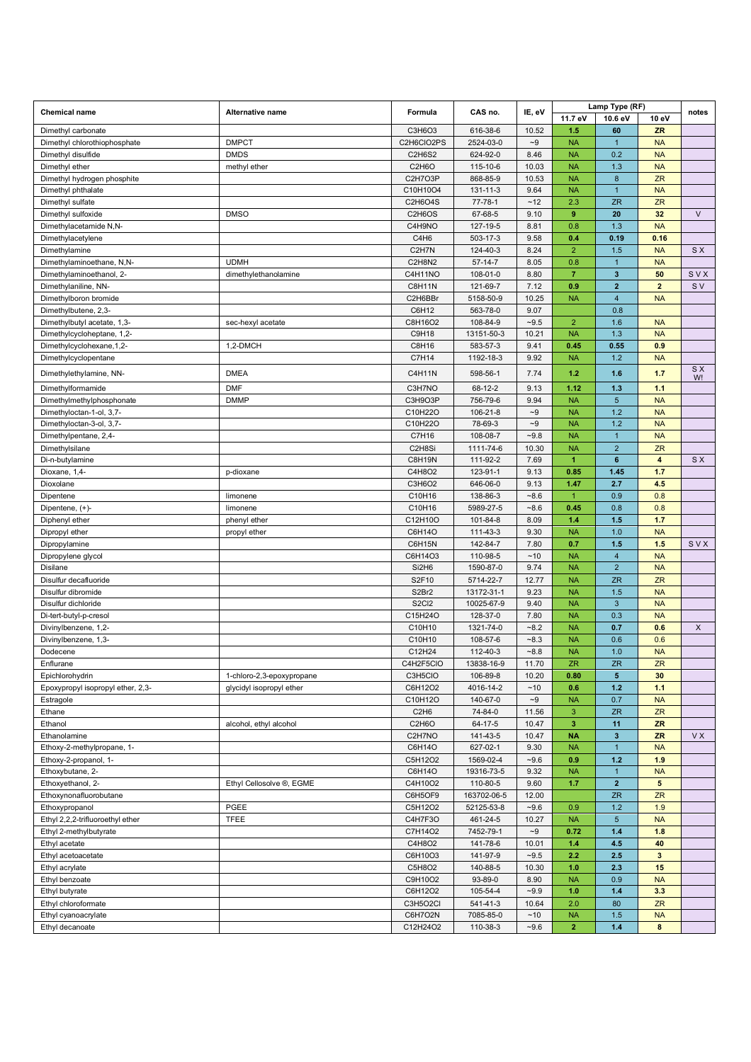| Chemical name | Alternative name | Formula | CAS no. | IE, eV | Lamp Type (RF) | | | notes |
|---|---|---|---|---|---|---|---|---|
| | | | | | 11.7 eV | 10.6 eV | 10 eV | |
| Dimethyl carbonate | | C3H6O3 | 616-38-6 | 10.52 | **1.5** | **60** | **ZR** | |
| Dimethyl chlorothiophosphate | DMPCT | C2H6ClO2PS | 2524-03-0 | ~9 | NA | 1 | NA | |
| Dimethyl disulfide | DMDS | C2H6S2 | 624-92-0 | 8.46 | NA | 0.2 | NA | |
| Dimethyl ether | methyl ether | C2H6O | 115-10-6 | 10.03 | NA | 1.3 | NA | |
| Dimethyl hydrogen phosphite | | C2H7O3P | 868-85-9 | 10.53 | NA | 8 | ZR | |
| Dimethyl phthalate | | C10H10O4 | 131-11-3 | 9.64 | NA | 1 | NA | |
| Dimethyl sulfate | | C2H6O4S | 77-78-1 | ~12 | 2.3 | ZR | ZR | |
| Dimethyl sulfoxide | DMSO | C2H6OS | 67-68-5 | 9.10 | **9** | **20** | **32** | V |
| Dimethylacetamide N,N- | | C4H9NO | 127-19-5 | 8.81 | 0.8 | 1.3 | NA | |
| Dimethylacetylene | | C4H6 | 503-17-3 | 9.58 | **0.4** | **0.19** | **0.16** | |
| Dimethylamine | | C2H7N | 124-40-3 | 8.24 | 2 | 1.5 | NA | S X |
| Dimethylaminoethane, N,N- | UDMH | C2H8N2 | 57-14-7 | 8.05 | 0.8 | 1 | NA | |
| Dimethylaminoethanol, 2- | dimethylethanolamine | C4H11NO | 108-01-0 | 8.80 | **7** | **3** | **50** | S V X |
| Dimethylaniline, NN- | | C8H11N | 121-69-7 | 7.12 | **0.9** | **2** | **2** | S V |
| Dimethylboron bromide | | C2H6BBr | 5158-50-9 | 10.25 | NA | 4 | NA | |
| Dimethylbutene, 2,3- | | C6H12 | 563-78-0 | 9.07 | | 0.8 | | |
| Dimethylbutyl acetate, 1,3- | sec-hexyl acetate | C8H16O2 | 108-84-9 | ~9.5 | 2 | 1.6 | NA | |
| Dimethylcycloheptane, 1,2- | | C9H18 | 13151-50-3 | 10.21 | NA | 1.3 | NA | |
| Dimethylcyclohexane,1,2- | 1,2-DMCH | C8H16 | 583-57-3 | 9.41 | **0.45** | **0.55** | **0.9** | |
| Dimethylcyclopentane | | C7H14 | 1192-18-3 | 9.92 | NA | 1.2 | NA | |
| Dimethylethylamine, NN- | DMEA | C4H11N | 598-56-1 | 7.74 | **1.2** | **1.6** | **1.7** | S X W! |
| Dimethylformamide | DMF | C3H7NO | 68-12-2 | 9.13 | **1.12** | **1.3** | **1.1** | |
| Dimethylmethylphosphonate | DMMP | C3H9O3P | 756-79-6 | 9.94 | NA | 5 | NA | |
| Dimethyloctan-1-ol, 3,7- | | C10H22O | 106-21-8 | ~9 | NA | 1.2 | NA | |
| Dimethyloctan-3-ol, 3,7- | | C10H22O | 78-69-3 | ~9 | NA | 1.2 | NA | |
| Dimethylpentane, 2,4- | | C7H16 | 108-08-7 | ~9.8 | NA | 1 | NA | |
| Dimethylsilane | | C2H8Si | 1111-74-6 | 10.30 | NA | 2 | ZR | |
| Di-n-butylamine | | C8H19N | 111-92-2 | 7.69 | **1** | **6** | **4** | S X |
| Dioxane, 1,4- | p-dioxane | C4H8O2 | 123-91-1 | 9.13 | **0.85** | **1.45** | **1.7** | |
| Dioxolane | | C3H6O2 | 646-06-0 | 9.13 | **1.47** | **2.7** | **4.5** | |
| Dipentene | limonene | C10H16 | 138-86-3 | ~8.6 | 1 | 0.9 | 0.8 | |
| Dipentene, (+)- | limonene | C10H16 | 5989-27-5 | ~8.6 | **0.45** | 0.8 | 0.8 | |
| Diphenyl ether | phenyl ether | C12H10O | 101-84-8 | 8.09 | **1.4** | **1.5** | **1.7** | |
| Dipropyl ether | propyl ether | C6H14O | 111-43-3 | 9.30 | NA | 1.0 | NA | |
| Dipropylamine | | C6H15N | 142-84-7 | 7.80 | **0.7** | **1.5** | **1.5** | S V X |
| Dipropylene glycol | | C6H14O3 | 110-98-5 | ~10 | NA | 4 | NA | |
| Disilane | | Si2H6 | 1590-87-0 | 9.74 | NA | 2 | NA | |
| Disulfur decafluoride | | S2F10 | 5714-22-7 | 12.77 | NA | ZR | ZR | |
| Disulfur dibromide | | S2Br2 | 13172-31-1 | 9.23 | NA | 1.5 | NA | |
| Disulfur dichloride | | S2Cl2 | 10025-67-9 | 9.40 | NA | 3 | NA | |
| Di-tert-butyl-p-cresol | | C15H24O | 128-37-0 | 7.80 | NA | 0.3 | NA | |
| Divinylbenzene, 1,2- | | C10H10 | 1321-74-0 | ~8.2 | NA | **0.7** | **0.6** | X |
| Divinylbenzene, 1,3- | | C10H10 | 108-57-6 | ~8.3 | NA | 0.6 | 0.6 | |
| Dodecene | | C12H24 | 112-40-3 | ~8.8 | NA | 1.0 | NA | |
| Enflurane | | C4H2F5ClO | 13838-16-9 | 11.70 | ZR | ZR | ZR | |
| Epichlorohydrin | 1-chloro-2,3-epoxypropane | C3H5ClO | 106-89-8 | 10.20 | **0.80** | **5** | **30** | |
| Epoxypropyl isopropyl ether, 2,3- | glycidyl isopropyl ether | C6H12O2 | 4016-14-2 | ~10 | **0.6** | **1.2** | **1.1** | |
| Estragole | | C10H12O | 140-67-0 | ~9 | NA | 0.7 | NA | |
| Ethane | | C2H6 | 74-84-0 | 11.56 | 3 | ZR | ZR | |
| Ethanol | alcohol, ethyl alcohol | C2H6O | 64-17-5 | 10.47 | **3** | **11** | **ZR** | |
| Ethanolamine | | C2H7NO | 141-43-5 | 10.47 | **NA** | **3** | **ZR** | V X |
| Ethoxy-2-methylpropane, 1- | | C6H14O | 627-02-1 | 9.30 | NA | 1 | NA | |
| Ethoxy-2-propanol, 1- | | C5H12O2 | 1569-02-4 | ~9.6 | **0.9** | **1.2** | **1.9** | |
| Ethoxybutane, 2- | | C6H14O | 19316-73-5 | 9.32 | NA | 1 | NA | |
| Ethoxyethanol, 2- | Ethyl Cellosolve ®, EGME | C4H10O2 | 110-80-5 | 9.60 | **1.7** | **2** | **5** | |
| Ethoxynonafluorobutane | | C6H5OF9 | 163702-06-5 | 12.00 | | ZR | ZR | |
| Ethoxypropanol | PGEE | C5H12O2 | 52125-53-8 | ~9.6 | 0.9 | 1.2 | 1.9 | |
| Ethyl 2,2,2-trifluoroethyl ether | TFEE | C4H7F3O | 461-24-5 | 10.27 | NA | 5 | NA | |
| Ethyl 2-methylbutyrate | | C7H14O2 | 7452-79-1 | ~9 | **0.72** | **1.4** | **1.8** | |
| Ethyl acetate | | C4H8O2 | 141-78-6 | 10.01 | **1.4** | **4.5** | **40** | |
| Ethyl acetoacetate | | C6H10O3 | 141-97-9 | ~9.5 | **2.2** | **2.5** | **3** | |
| Ethyl acrylate | | C5H8O2 | 140-88-5 | 10.30 | **1.0** | **2.3** | **15** | |
| Ethyl benzoate | | C9H10O2 | 93-89-0 | 8.90 | NA | 0.9 | NA | |
| Ethyl butyrate | | C6H12O2 | 105-54-4 | ~9.9 | **1.0** | **1.4** | **3.3** | |
| Ethyl chloroformate | | C3H5O2Cl | 541-41-3 | 10.64 | 2.0 | 80 | ZR | |
| Ethyl cyanoacrylate | | C6H7O2N | 7085-85-0 | ~10 | NA | 1.5 | NA | |
| Ethyl decanoate | | C12H24O2 | 110-38-3 | ~9.6 | **2** | **1.4** | **8** | |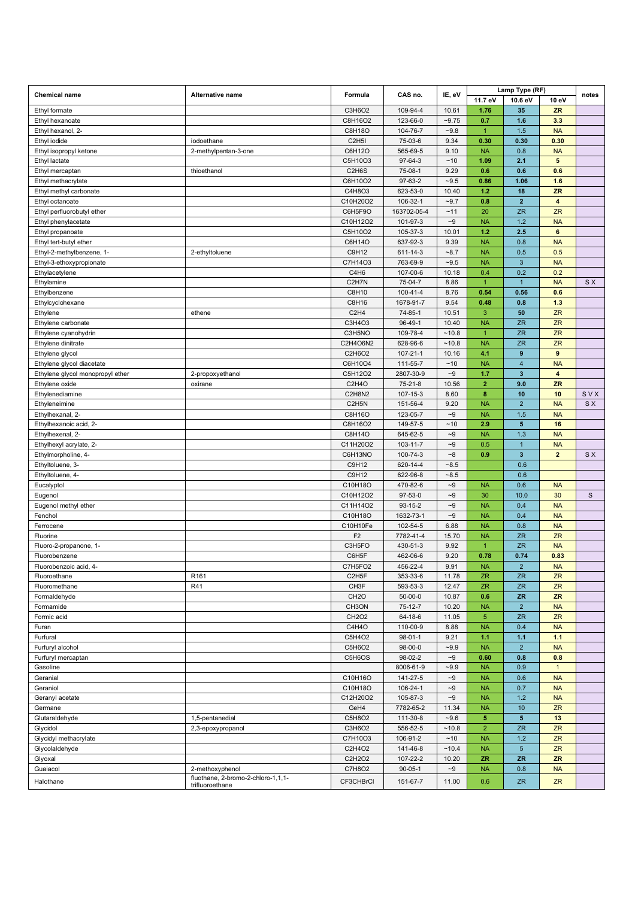| Chemical name | Alternative name | Formula | CAS no. | IE, eV | Lamp Type (RF) | | | notes |
|---|---|---|---|---|---|---|---|---|
| | | | | | 11.7 eV | 10.6 eV | 10 eV | |
| Ethyl formate | | C3H6O2 | 109-94-4 | 10.61 | **1.76** | 35 | **ZR** | |
| Ethyl hexanoate | | C8H16O2 | 123-66-0 | ~9.75 | **0.7** | **1.6** | **3.3** | |
| Ethyl hexanol, 2- | | C8H18O | 104-76-7 | ~9.8 | 1 | 1.5 | NA | |
| Ethyl iodide | iodoethane | C2H5I | 75-03-6 | 9.34 | **0.30** | **0.30** | **0.30** | |
| Ethyl isopropyl ketone | 2-methylpentan-3-one | C6H12O | 565-69-5 | 9.10 | NA | 0.8 | NA | |
| Ethyl lactate | | C5H10O3 | 97-64-3 | ~10 | **1.09** | **2.1** | **5** | |
| Ethyl mercaptan | thioethanol | C2H6S | 75-08-1 | 9.29 | **0.6** | **0.6** | **0.6** | |
| Ethyl methacrylate | | C6H10O2 | 97-63-2 | ~9.5 | **0.86** | **1.06** | **1.6** | |
| Ethyl methyl carbonate | | C4H8O3 | 623-53-0 | 10.40 | **1.2** | **18** | **ZR** | |
| Ethyl octanoate | | C10H20O2 | 106-32-1 | ~9.7 | **0.8** | **2** | **4** | |
| Ethyl perfluorobutyl ether | | C6H5F9O | 163702-05-4 | ~11 | 20 | ZR | ZR | |
| Ethyl phenylacetate | | C10H12O2 | 101-97-3 | ~9 | NA | 1.2 | NA | |
| Ethyl propanoate | | C5H10O2 | 105-37-3 | 10.01 | **1.2** | **2.5** | **6** | |
| Ethyl tert-butyl ether | | C6H14O | 637-92-3 | 9.39 | NA | 0.8 | NA | |
| Ethyl-2-methylbenzene, 1- | 2-ethyltoluene | C9H12 | 611-14-3 | ~8.7 | NA | 0.5 | 0.5 | |
| Ethyl-3-ethoxypropionate | | C7H14O3 | 763-69-9 | ~9.5 | NA | 3 | NA | |
| Ethylacetylene | | C4H6 | 107-00-6 | 10.18 | 0.4 | 0.2 | 0.2 | |
| Ethylamine | | C2H7N | 75-04-7 | 8.86 | 1 | 1 | NA | S X |
| Ethylbenzene | | C8H10 | 100-41-4 | 8.76 | **0.54** | **0.56** | **0.6** | |
| Ethylcyclohexane | | C8H16 | 1678-91-7 | 9.54 | **0.48** | **0.8** | **1.3** | |
| Ethylene | ethene | C2H4 | 74-85-1 | 10.51 | 3 | **50** | ZR | |
| Ethylene carbonate | | C3H4O3 | 96-49-1 | 10.40 | NA | ZR | ZR | |
| Ethylene cyanohydrin | | C3H5NO | 109-78-4 | ~10.8 | 1 | ZR | ZR | |
| Ethylene dinitrate | | C2H4O6N2 | 628-96-6 | ~10.8 | NA | ZR | ZR | |
| Ethylene glycol | | C2H6O2 | 107-21-1 | 10.16 | **4.1** | **9** | **9** | |
| Ethylene glycol diacetate | | C6H10O4 | 111-55-7 | ~10 | NA | 4 | NA | |
| Ethylene glycol monopropyl ether | 2-propoxyethanol | C5H12O2 | 2807-30-9 | ~9 | **1.7** | **3** | **4** | |
| Ethylene oxide | oxirane | C2H4O | 75-21-8 | 10.56 | **2** | **9.0** | **ZR** | |
| Ethylenediamine | | C2H8N2 | 107-15-3 | 8.60 | **8** | **10** | **10** | S V X |
| Ethyleneimine | | C2H5N | 151-56-4 | 9.20 | NA | 2 | NA | S X |
| Ethylhexanal, 2- | | C8H16O | 123-05-7 | ~9 | NA | 1.5 | NA | |
| Ethylhexanoic acid, 2- | | C8H16O2 | 149-57-5 | ~10 | **2.9** | **5** | **16** | |
| Ethylhexenal, 2- | | C8H14O | 645-62-5 | ~9 | NA | 1.3 | NA | |
| Ethylhexyl acrylate, 2- | | C11H20O2 | 103-11-7 | ~9 | 0.5 | 1 | NA | |
| Ethylmorpholine, 4- | | C6H13NO | 100-74-3 | ~8 | **0.9** | **3** | **2** | S X |
| Ethyltoluene, 3- | | C9H12 | 620-14-4 | ~8.5 | | 0.6 | | |
| Ethyltoluene, 4- | | C9H12 | 622-96-8 | ~8.5 | | 0.6 | | |
| Eucalyptol | | C10H18O | 470-82-6 | ~9 | NA | 0.6 | NA | |
| Eugenol | | C10H12O2 | 97-53-0 | ~9 | 30 | 10.0 | 30 | S |
| Eugenol methyl ether | | C11H14O2 | 93-15-2 | ~9 | NA | 0.4 | NA | |
| Fenchol | | C10H18O | 1632-73-1 | ~9 | NA | 0.4 | NA | |
| Ferrocene | | C10H10Fe | 102-54-5 | 6.88 | NA | 0.8 | NA | |
| Fluorine | | F2 | 7782-41-4 | 15.70 | NA | ZR | ZR | |
| Fluoro-2-propanone, 1- | | C3H5FO | 430-51-3 | 9.92 | 1 | ZR | NA | |
| Fluorobenzene | | C6H5F | 462-06-6 | 9.20 | **0.78** | **0.74** | **0.83** | |
| Fluorobenzoic acid, 4- | | C7H5FO2 | 456-22-4 | 9.91 | NA | 2 | NA | |
| Fluoroethane | R161 | C2H5F | 353-33-6 | 11.78 | ZR | ZR | ZR | |
| Fluoromethane | R41 | CH3F | 593-53-3 | 12.47 | ZR | ZR | ZR | |
| Formaldehyde | | CH2O | 50-00-0 | 10.87 | **0.6** | **ZR** | **ZR** | |
| Formamide | | CH3ON | 75-12-7 | 10.20 | NA | 2 | NA | |
| Formic acid | | CH2O2 | 64-18-6 | 11.05 | 5 | ZR | ZR | |
| Furan | | C4H4O | 110-00-9 | 8.88 | NA | 0.4 | NA | |
| Furfural | | C5H4O2 | 98-01-1 | 9.21 | **1.1** | **1.1** | **1.1** | |
| Furfuryl alcohol | | C5H6O2 | 98-00-0 | ~9.9 | NA | 2 | NA | |
| Furfuryl mercaptan | | C5H6OS | 98-02-2 | ~9 | **0.60** | **0.8** | **0.8** | |
| Gasoline | | | 8006-61-9 | ~9.9 | NA | 0.9 | 1 | |
| Geranial | | C10H16O | 141-27-5 | ~9 | NA | 0.6 | NA | |
| Geraniol | | C10H18O | 106-24-1 | ~9 | NA | 0.7 | NA | |
| Geranyl acetate | | C12H20O2 | 105-87-3 | ~9 | NA | 1.2 | NA | |
| Germane | | GeH4 | 7782-65-2 | 11.34 | NA | 10 | ZR | |
| Glutaraldehyde | 1,5-pentanedial | C5H8O2 | 111-30-8 | ~9.6 | **5** | **5** | **13** | |
| Glycidol | 2,3-epoxypropanol | C3H6O2 | 556-52-5 | ~10.8 | 2 | ZR | ZR | |
| Glycidyl methacrylate | | C7H10O3 | 106-91-2 | ~10 | NA | 1.2 | ZR | |
| Glycolaldehyde | | C2H4O2 | 141-46-8 | ~10.4 | NA | 5 | ZR | |
| Glyoxal | | C2H2O2 | 107-22-2 | 10.20 | **ZR** | **ZR** | **ZR** | |
| Guaiacol | 2-methoxyphenol | C7H8O2 | 90-05-1 | ~9 | NA | 0.8 | NA | |
| Halothane | fluothane, 2-bromo-2-chloro-1,1,1-trifluoroethane | CF3CHBrCl | 151-67-7 | 11.00 | 0.6 | ZR | ZR | |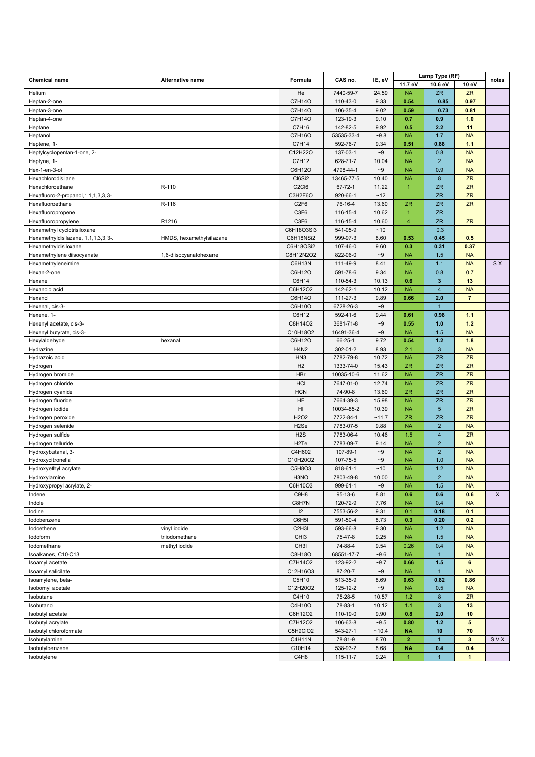| Chemical name | Alternative name | Formula | CAS no. | IE, eV | Lamp Type (RF) | | | notes |
|---|---|---|---|---|---|---|---|---|
| | | | | | 11.7 eV | 10.6 eV | 10 eV | |
| Helium | | He | 7440-59-7 | 24.59 | NA | ZR | ZR | |
| Heptan-2-one | | C7H14O | 110-43-0 | 9.33 | 0.54 | 0.85 | 0.97 | |
| Heptan-3-one | | C7H14O | 106-35-4 | 9.02 | 0.59 | 0.73 | 0.81 | |
| Heptan-4-one | | C7H14O | 123-19-3 | 9.10 | 0.7 | 0.9 | 1.0 | |
| Heptane | | C7H16 | 142-82-5 | 9.92 | 0.5 | 2.2 | 11 | |
| Heptanol | | C7H16O | 53535-33-4 | ~9.8 | NA | 1.7 | NA | |
| Heptene, 1- | | C7H14 | 592-76-7 | 9.34 | 0.51 | 0.88 | 1.1 | |
| Heptylcyclopentan-1-one, 2- | | C12H22O | 137-03-1 | ~9 | NA | 0.8 | NA | |
| Heptyne, 1- | | C7H12 | 628-71-7 | 10.04 | NA | 2 | NA | |
| Hex-1-en-3-ol | | C6H12O | 4798-44-1 | ~9 | NA | 0.9 | NA | |
| Hexachlorodisilane | | Cl6Si2 | 13465-77-5 | 10.40 | NA | 8 | ZR | |
| Hexachloroethane | R-110 | C2Cl6 | 67-72-1 | 11.22 | 1 | ZR | ZR | |
| Hexafluoro-2-propanol,1,1,1,3,3,3- | | C3H2F6O | 920-66-1 | ~12 | | ZR | ZR | |
| Hexafluoroethane | R-116 | C2F6 | 76-16-4 | 13.60 | ZR | ZR | ZR | |
| Hexafluoropropene | | C3F6 | 116-15-4 | 10.62 | 1 | ZR | | |
| Hexafluoropropylene | R1216 | C3F6 | 116-15-4 | 10.60 | 4 | ZR | ZR | |
| Hexamethyl cyclotrisiloxane | | C6H18O3Si3 | 541-05-9 | ~10 | | 0.3 | | |
| Hexamethyldisilazane, 1,1,1,3,3,3-. | HMDS, hexamethylsilazane | C6H18NSi2 | 999-97-3 | 8.60 | 0.53 | 0.45 | 0.5 | |
| Hexamethyldisiloxane | | C6H18OSi2 | 107-46-0 | 9.60 | 0.3 | 0.31 | 0.37 | |
| Hexamethylene diisocyanate | 1,6-diisocyanatohexane | C8H12N2O2 | 822-06-0 | ~9 | NA | 1.5 | NA | |
| Hexamethyleneimine | | C6H13N | 111-49-9 | 8.41 | NA | 1.1 | NA | S X |
| Hexan-2-one | | C6H12O | 591-78-6 | 9.34 | NA | 0.8 | 0.7 | |
| Hexane | | C6H14 | 110-54-3 | 10.13 | 0.6 | 3 | 13 | |
| Hexanoic acid | | C6H12O2 | 142-62-1 | 10.12 | NA | 4 | NA | |
| Hexanol | | C6H14O | 111-27-3 | 9.89 | 0.66 | 2.0 | 7 | |
| Hexenal, cis-3- | | C6H10O | 6728-26-3 | ~9 | | 1 | | |
| Hexene, 1- | | C6H12 | 592-41-6 | 9.44 | 0.61 | 0.98 | 1.1 | |
| Hexenyl acetate, cis-3- | | C8H14O2 | 3681-71-8 | ~9 | 0.55 | 1.0 | 1.2 | |
| Hexenyl butyrate, cis-3- | | C10H18O2 | 16491-36-4 | ~9 | NA | 1.5 | NA | |
| Hexylaldehyde | hexanal | C6H12O | 66-25-1 | 9.72 | 0.54 | 1.2 | 1.8 | |
| Hydrazine | | H4N2 | 302-01-2 | 8.93 | 2.1 | 3 | NA | |
| Hydrazoic acid | | HN3 | 7782-79-8 | 10.72 | NA | ZR | ZR | |
| Hydrogen | | H2 | 1333-74-0 | 15.43 | ZR | ZR | ZR | |
| Hydrogen bromide | | HBr | 10035-10-6 | 11.62 | NA | ZR | ZR | |
| Hydrogen chloride | | HCl | 7647-01-0 | 12.74 | NA | ZR | ZR | |
| Hydrogen cyanide | | HCN | 74-90-8 | 13.60 | ZR | ZR | ZR | |
| Hydrogen fluoride | | HF | 7664-39-3 | 15.98 | NA | ZR | ZR | |
| Hydrogen iodide | | HI | 10034-85-2 | 10.39 | NA | 5 | ZR | |
| Hydrogen peroxide | | H2O2 | 7722-84-1 | ~11.7 | ZR | ZR | ZR | |
| Hydrogen selenide | | H2Se | 7783-07-5 | 9.88 | NA | 2 | NA | |
| Hydrogen sulfide | | H2S | 7783-06-4 | 10.46 | 1.5 | 4 | ZR | |
| Hydrogen telluride | | H2Te | 7783-09-7 | 9.14 | NA | 2 | NA | |
| Hydroxybutanal, 3- | | C4H602 | 107-89-1 | ~9 | NA | 2 | NA | |
| Hydroxycitronellal | | C10H20O2 | 107-75-5 | ~9 | NA | 1.0 | NA | |
| Hydroxyethyl acrylate | | C5H8O3 | 818-61-1 | ~10 | NA | 1.2 | NA | |
| Hydroxylamine | | H3NO | 7803-49-8 | 10.00 | NA | 2 | NA | |
| Hydroxypropyl acrylate, 2- | | C6H10O3 | 999-61-1 | ~9 | NA | 1.5 | NA | |
| Indene | | C9H8 | 95-13-6 | 8.81 | 0.6 | 0.6 | 0.6 | X |
| Indole | | C8H7N | 120-72-9 | 7.76 | NA | 0.4 | NA | |
| Iodine | | I2 | 7553-56-2 | 9.31 | 0.1 | 0.18 | 0.1 | |
| Iodobenzene | | C6H5I | 591-50-4 | 8.73 | 0.3 | 0.20 | 0.2 | |
| Iodoethene | vinyl iodide | C2H3I | 593-66-8 | 9.30 | NA | 1.2 | NA | |
| Iodoform | triiodomethane | CHI3 | 75-47-8 | 9.25 | NA | 1.5 | NA | |
| Iodomethane | methyl iodide | CH3I | 74-88-4 | 9.54 | 0.26 | 0.4 | NA | |
| Isoalkanes, C10-C13 | | C8H18O | 68551-17-7 | ~9.6 | NA | 1 | NA | |
| Isoamyl acetate | | C7H14O2 | 123-92-2 | ~9.7 | 0.66 | 1.5 | 6 | |
| Isoamyl salicilate | | C12H16O3 | 87-20-7 | ~9 | NA | 1 | NA | |
| Isoamylene, beta- | | C5H10 | 513-35-9 | 8.69 | 0.63 | 0.82 | 0.86 | |
| Isobornyl acetate | | C12H20O2 | 125-12-2 | ~9 | NA | 0.5 | NA | |
| Isobutane | | C4H10 | 75-28-5 | 10.57 | 1.2 | 8 | ZR | |
| Isobutanol | | C4H10O | 78-83-1 | 10.12 | 1.1 | 3 | 13 | |
| Isobutyl acetate | | C6H12O2 | 110-19-0 | 9.90 | 0.8 | 2.0 | 10 | |
| Isobutyl acrylate | | C7H12O2 | 106-63-8 | ~9.5 | 0.80 | 1.2 | 5 | |
| Isobutyl chloroformate | | C5H9ClO2 | 543-27-1 | ~10.4 | NA | 10 | 70 | |
| Isobutylamine | | C4H11N | 78-81-9 | 8.70 | 2 | 1 | 3 | S V X |
| Isobutylbenzene | | C10H14 | 538-93-2 | 8.68 | NA | 0.4 | 0.4 | |
| Isobutylene | | C4H8 | 115-11-7 | 9.24 | 1 | 1 | 1 | |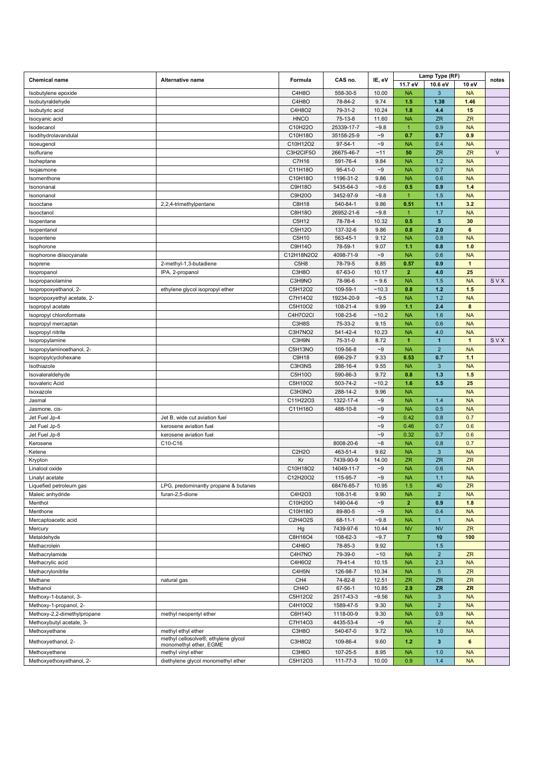| Chemical name | Alternative name | Formula | CAS no. | IE, eV | Lamp Type (RF) | | | notes |
|---|---|---|---|---|---|---|---|---|
| | | | | | 11.7 eV | 10.6 eV | 10 eV | |
| Isobutylene epoxide | | C4H8O | 558-30-5 | 10.00 | NA | 3 | NA | |
| Isobutyraldehyde | | C4H8O | 78-84-2 | 9.74 | 1.5 | 1.38 | 1.46 | |
| Isobutyric acid | | C4H8O2 | 79-31-2 | 10.24 | 1.8 | 4.4 | 15 | |
| Isocyanic acid | | HNCO | 75-13-8 | 11.60 | NA | ZR | ZR | |
| Isodecanol | | C10H22O | 25339-17-7 | ~9.8 | 1 | 0.9 | NA | |
| Isodihydrolavandulal | | C10H18O | 35158-25-9 | ~9 | 0.7 | 0.7 | 0.9 | |
| Isoeugenol | | C10H12O2 | 97-54-1 | ~9 | NA | 0.4 | NA | |
| Isoflurane | | C3H2ClF5O | 26675-46-7 | ~11 | 50 | ZR | ZR | V |
| Isoheptane | | C7H16 | 591-76-4 | 9.84 | NA | 1.2 | NA | |
| Isojasmone | | C11H18O | 95-41-0 | ~9 | NA | 0.7 | NA | |
| Isomenthone | | C10H18O | 1196-31-2 | 9.86 | NA | 0.6 | NA | |
| Isononanal | | C9H18O | 5435-64-3 | ~9.6 | 0.5 | 0.9 | 1.4 | |
| Isononanol | | C9H20O | 3452-97-9 | ~9.8 | 1 | 1.5 | NA | |
| Isooctane | 2,2,4-trimethylpentane | C8H18 | 540-84-1 | 9.86 | 0.51 | 1.1 | 3.2 | |
| Isooctanol | | C8H18O | 26952-21-6 | ~9.8 | 1 | 1.7 | NA | |
| Isopentane | | C5H12 | 78-78-4 | 10.32 | 0.5 | 5 | 30 | |
| Isopentanol | | C5H12O | 137-32-6 | 9.86 | 0.8 | 2.0 | 6 | |
| Isopentene | | C5H10 | 563-45-1 | 9.12 | NA | 0.8 | NA | |
| Isophorone | | C9H14O | 78-59-1 | 9.07 | 1.1 | 0.8 | 1.0 | |
| Isophorone diisocyanate | | C12H18N2O2 | 4098-71-9 | ~9 | NA | 0.6 | NA | |
| Isoprene | 2-methyl-1,3-butadiene | C5H8 | 78-79-5 | 8.85 | 0.57 | 0.9 | 1 | |
| Isopropanol | IPA, 2-propanol | C3H8O | 67-63-0 | 10.17 | 2 | 4.0 | 25 | |
| Isopropanolamine | | C3H9NO | 78-96-6 | ~ 9.6 | NA | 1.5 | NA | S V X |
| Isopropoxyethanol, 2- | ethylene glycol isopropyl ether | C5H12O2 | 109-59-1 | ~10.3 | 0.8 | 1.2 | 1.5 | |
| Isopropoxyethyl acetate, 2- | | C7H14O2 | 19234-20-9 | ~9.5 | NA | 1.2 | NA | |
| Isopropyl acetate | | C5H10O2 | 108-21-4 | 9.99 | 1.1 | 2.4 | 8 | |
| Isopropyl chloroformate | | C4H7O2Cl | 108-23-6 | ~10.2 | NA | 1.6 | NA | |
| Isopropyl mercaptan | | C3H8S | 75-33-2 | 9.15 | NA | 0.6 | NA | |
| Isopropyl nitrite | | C3H7NO2 | 541-42-4 | 10.23 | NA | 4.0 | NA | |
| Isopropylamine | | C3H9N | 75-31-0 | 8.72 | 1 | 1 | 1 | S V X |
| Isopropylaminoethanol, 2- | | C5H13NO | 109-56-8 | ~9 | NA | 2 | NA | |
| Isopropylcyclohexane | | C9H18 | 696-29-7 | 9.33 | 0.53 | 0.7 | 1.1 | |
| Isothiazole | | C3H3NS | 288-16-4 | 9.55 | NA | 3 | NA | |
| Isovaleraldehyde | | C5H10O | 590-86-3 | 9.72 | 0.8 | 1.3 | 1.5 | |
| Isovaleric Acid | | C5H10O2 | 503-74-2 | ~10.2 | 1.6 | 5.5 | 25 | |
| Isoxazole | | C3H3NO | 288-14-2 | 9.96 | NA | | NA | |
| Jasmal | | C11H22O3 | 1322-17-4 | ~9 | NA | 1.4 | NA | |
| Jasmone, cis- | | C11H16O | 488-10-8 | ~9 | NA | 0.5 | NA | |
| Jet Fuel Jp-4 | Jet B, wide cut aviation fuel | | | ~9 | 0.42 | 0.8 | 0.7 | |
| Jet Fuel Jp-5 | kerosene aviation fuel | | | ~9 | 0.46 | 0.7 | 0.6 | |
| Jet Fuel Jp-8 | kerosene aviation fuel | | | ~9 | 0.32 | 0.7 | 0.6 | |
| Kerosene | C10-C16 | | 8008-20-6 | ~8 | NA | 0.8 | 0.7 | |
| Ketene | | C2H2O | 463-51-4 | 9.62 | NA | 3 | NA | |
| Krypton | | Kr | 7439-90-9 | 14.00 | ZR | ZR | ZR | |
| Linalool oxide | | C10H18O2 | 14049-11-7 | ~9 | NA | 0.6 | NA | |
| Linalyl acetate | | C12H20O2 | 115-95-7 | ~9 | NA | 1.1 | NA | |
| Liquefied petroleum gas | LPG, predominantly propane & butanes | | 68476-85-7 | 10.95 | 1.5 | 40 | ZR | |
| Maleic anhydride | furan-2,5-dione | C4H2O3 | 108-31-6 | 9.90 | NA | 2 | NA | |
| Menthol | | C10H20O | 1490-04-6 | ~9 | 2 | 0.9 | 1.8 | |
| Menthone | | C10H18O | 89-80-5 | ~9 | NA | 0.4 | NA | |
| Mercaptoacetic acid | | C2H4O2S | 68-11-1 | ~9.8 | NA | 1 | NA | |
| Mercury | | Hg | 7439-97-6 | 10.44 | NV | NV | ZR | |
| Metaldehyde | | C8H16O4 | 108-62-3 | ~9.7 | 7 | 10 | 100 | |
| Methacrolein | | C4H6O | 78-85-3 | 9.92 | | 1.5 | | |
| Methacrylamide | | C4H7NO | 79-39-0 | ~10 | NA | 2 | ZR | |
| Methacrylic acid | | C4H6O2 | 79-41-4 | 10.15 | NA | 2.3 | NA | |
| Methacrylonitrile | | C4H5N | 126-98-7 | 10.34 | NA | 5 | ZR | |
| Methane | natural gas | CH4 | 74-82-8 | 12.51 | ZR | ZR | ZR | |
| Methanol | | CH4O | 67-56-1 | 10.85 | 2.9 | ZR | ZR | |
| Methoxy-1-butanol, 3- | | C5H12O2 | 2517-43-3 | ~9.56 | NA | 3 | NA | |
| Methoxy-1-propanol, 2- | | C4H10O2 | 1589-47-5 | 9.30 | NA | 2 | NA | |
| Methoxy-2,2-dimethylpropane | methyl neopentyl ether | C6H14O | 1118-00-9 | 9.30 | NA | 0.9 | NA | |
| Methoxybutyl acetate, 3- | | C7H14O3 | 4435-53-4 | ~9 | NA | 2 | NA | |
| Methoxyethane | methyl ethyl ether | C3H8O | 540-67-0 | 9.72 | NA | 1.0 | NA | |
| Methoxyethanol, 2- | methyl cellosolve®, ethylene glycol monomethyl ether, EGME | C3H8O2 | 109-86-4 | 9.60 | 1.2 | 3 | 6 | |
| Methoxyethene | methyl vinyl ether | C3H6O | 107-25-5 | 8.95 | NA | 1.0 | NA | |
| Methoxyethoxyethanol, 2- | diethylene glycol monomethyl ether | C5H12O3 | 111-77-3 | 10.00 | 0.9 | 1.4 | NA | |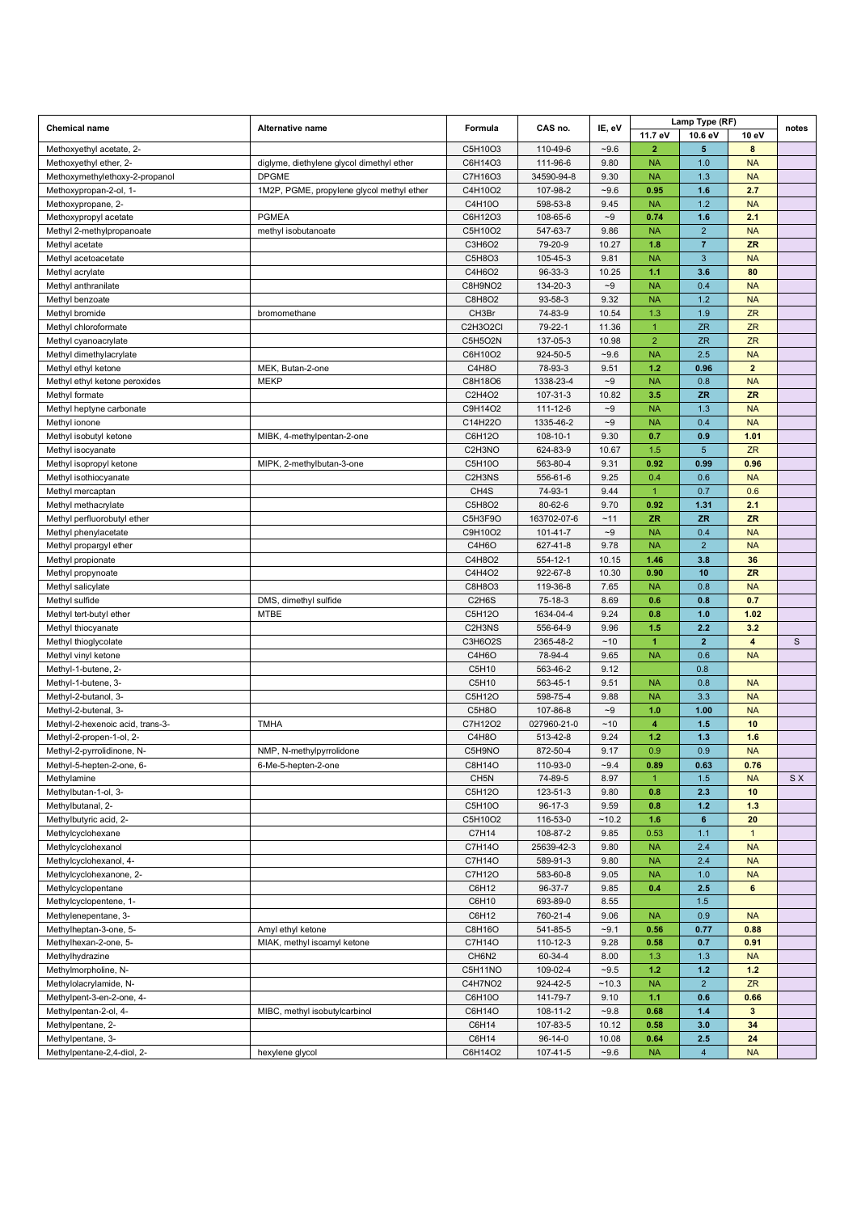| Chemical name | Alternative name | Formula | CAS no. | IE, eV | Lamp Type (RF) | | | notes |
|---|---|---|---|---|---|---|---|---|
| | | | | | 11.7 eV | 10.6 eV | 10 eV | |
| Methoxyethyl acetate, 2- | | C5H10O3 | 110-49-6 | ~9.6 | **2** | **5** | **8** | |
| Methoxyethyl ether, 2- | diglyme, diethylene glycol dimethyl ether | C6H14O3 | 111-96-6 | 9.80 | NA | 1.0 | NA | |
| Methoxymethylethoxy-2-propanol | DPGME | C7H16O3 | 34590-94-8 | 9.30 | NA | 1.3 | NA | |
| Methoxypropan-2-ol, 1- | 1M2P, PGME, propylene glycol methyl ether | C4H10O2 | 107-98-2 | ~9.6 | **0.95** | **1.6** | **2.7** | |
| Methoxypropane, 2- | | C4H10O | 598-53-8 | 9.45 | NA | 1.2 | NA | |
| Methoxypropyl acetate | PGMEA | C6H12O3 | 108-65-6 | ~9 | **0.74** | **1.6** | **2.1** | |
| Methyl 2-methylpropanoate | methyl isobutanoate | C5H10O2 | 547-63-7 | 9.86 | NA | 2 | NA | |
| Methyl acetate | | C3H6O2 | 79-20-9 | 10.27 | **1.8** | **7** | **ZR** | |
| Methyl acetoacetate | | C5H8O3 | 105-45-3 | 9.81 | NA | 3 | NA | |
| Methyl acrylate | | C4H6O2 | 96-33-3 | 10.25 | **1.1** | **3.6** | **80** | |
| Methyl anthranilate | | C8H9NO2 | 134-20-3 | ~9 | NA | 0.4 | NA | |
| Methyl benzoate | | C8H8O2 | 93-58-3 | 9.32 | NA | 1.2 | NA | |
| Methyl bromide | bromomethane | CH3Br | 74-83-9 | 10.54 | 1.3 | 1.9 | ZR | |
| Methyl chloroformate | | C2H3O2Cl | 79-22-1 | 11.36 | 1 | ZR | ZR | |
| Methyl cyanoacrylate | | C5H5O2N | 137-05-3 | 10.98 | 2 | ZR | ZR | |
| Methyl dimethylacrylate | | C6H10O2 | 924-50-5 | ~9.6 | NA | 2.5 | NA | |
| Methyl ethyl ketone | MEK, Butan-2-one | C4H8O | 78-93-3 | 9.51 | **1.2** | **0.96** | **2** | |
| Methyl ethyl ketone peroxides | MEKP | C8H18O6 | 1338-23-4 | ~9 | NA | 0.8 | NA | |
| Methyl formate | | C2H4O2 | 107-31-3 | 10.82 | **3.5** | **ZR** | **ZR** | |
| Methyl heptyne carbonate | | C9H14O2 | 111-12-6 | ~9 | NA | 1.3 | NA | |
| Methyl ionone | | C14H22O | 1335-46-2 | ~9 | NA | 0.4 | NA | |
| Methyl isobutyl ketone | MIBK, 4-methylpentan-2-one | C6H12O | 108-10-1 | 9.30 | **0.7** | **0.9** | **1.01** | |
| Methyl isocyanate | | C2H3NO | 624-83-9 | 10.67 | 1.5 | 5 | ZR | |
| Methyl isopropyl ketone | MIPK, 2-methylbutan-3-one | C5H10O | 563-80-4 | 9.31 | **0.92** | **0.99** | **0.96** | |
| Methyl isothiocyanate | | C2H3NS | 556-61-6 | 9.25 | 0.4 | 0.6 | NA | |
| Methyl mercaptan | | CH4S | 74-93-1 | 9.44 | 1 | 0.7 | 0.6 | |
| Methyl methacrylate | | C5H8O2 | 80-62-6 | 9.70 | **0.92** | **1.31** | **2.1** | |
| Methyl perfluorobutyl ether | | C5H3F9O | 163702-07-6 | ~11 | **ZR** | **ZR** | **ZR** | |
| Methyl phenylacetate | | C9H10O2 | 101-41-7 | ~9 | NA | 0.4 | NA | |
| Methyl propargyl ether | | C4H6O | 627-41-8 | 9.78 | NA | 2 | NA | |
| Methyl propionate | | C4H8O2 | 554-12-1 | 10.15 | **1.46** | **3.8** | **36** | |
| Methyl propynoate | | C4H4O2 | 922-67-8 | 10.30 | **0.90** | **10** | **ZR** | |
| Methyl salicylate | | C8H8O3 | 119-36-8 | 7.65 | NA | 0.8 | NA | |
| Methyl sulfide | DMS, dimethyl sulfide | C2H6S | 75-18-3 | 8.69 | **0.6** | **0.8** | **0.7** | |
| Methyl tert-butyl ether | MTBE | C5H12O | 1634-04-4 | 9.24 | **0.8** | **1.0** | **1.02** | |
| Methyl thiocyanate | | C2H3NS | 556-64-9 | 9.96 | **1.5** | **2.2** | **3.2** | |
| Methyl thioglycolate | | C3H6O2S | 2365-48-2 | ~10 | **1** | **2** | **4** | S |
| Methyl vinyl ketone | | C4H6O | 78-94-4 | 9.65 | NA | 0.6 | NA | |
| Methyl-1-butene, 2- | | C5H10 | 563-46-2 | 9.12 | | 0.8 | | |
| Methyl-1-butene, 3- | | C5H10 | 563-45-1 | 9.51 | NA | 0.8 | NA | |
| Methyl-2-butanol, 3- | | C5H12O | 598-75-4 | 9.88 | NA | 3.3 | NA | |
| Methyl-2-butenal, 3- | | C5H8O | 107-86-8 | ~9 | **1.0** | **1.00** | NA | |
| Methyl-2-hexenoic acid, trans-3- | TMHA | C7H12O2 | 027960-21-0 | ~10 | **4** | **1.5** | **10** | |
| Methyl-2-propen-1-ol, 2- | | C4H8O | 513-42-8 | 9.24 | **1.2** | **1.3** | **1.6** | |
| Methyl-2-pyrrolidinone, N- | NMP, N-methylpyrrolidone | C5H9NO | 872-50-4 | 9.17 | 0.9 | 0.9 | NA | |
| Methyl-5-hepten-2-one, 6- | 6-Me-5-hepten-2-one | C8H14O | 110-93-0 | ~9.4 | **0.89** | **0.63** | **0.76** | |
| Methylamine | | CH5N | 74-89-5 | 8.97 | 1 | 1.5 | NA | S X |
| Methylbutan-1-ol, 3- | | C5H12O | 123-51-3 | 9.80 | **0.8** | **2.3** | **10** | |
| Methylbutanal, 2- | | C5H10O | 96-17-3 | 9.59 | **0.8** | **1.2** | **1.3** | |
| Methylbutyric acid, 2- | | C5H10O2 | 116-53-0 | ~10.2 | **1.6** | **6** | **20** | |
| Methylcyclohexane | | C7H14 | 108-87-2 | 9.85 | 0.53 | 1.1 | 1 | |
| Methylcyclohexanol | | C7H14O | 25639-42-3 | 9.80 | NA | 2.4 | NA | |
| Methylcyclohexanol, 4- | | C7H14O | 589-91-3 | 9.80 | NA | 2.4 | NA | |
| Methylcyclohexanone, 2- | | C7H12O | 583-60-8 | 9.05 | NA | 1.0 | NA | |
| Methylcyclopentane | | C6H12 | 96-37-7 | 9.85 | **0.4** | **2.5** | **6** | |
| Methylcyclopentene, 1- | | C6H10 | 693-89-0 | 8.55 | | 1.5 | | |
| Methylenepentane, 3- | | C6H12 | 760-21-4 | 9.06 | NA | 0.9 | NA | |
| Methylheptan-3-one, 5- | Amyl ethyl ketone | C8H16O | 541-85-5 | ~9.1 | **0.56** | **0.77** | **0.88** | |
| Methylhexan-2-one, 5- | MIAK, methyl isoamyl ketone | C7H14O | 110-12-3 | 9.28 | **0.58** | **0.7** | **0.91** | |
| Methylhydrazine | | CH6N2 | 60-34-4 | 8.00 | 1.3 | 1.3 | NA | |
| Methylmorpholine, N- | | C5H11NO | 109-02-4 | ~9.5 | **1.2** | **1.2** | **1.2** | |
| Methylolacrylamide, N- | | C4H7NO2 | 924-42-5 | ~10.3 | NA | 2 | ZR | |
| Methylpent-3-en-2-one, 4- | | C6H10O | 141-79-7 | 9.10 | **1.1** | **0.6** | **0.66** | |
| Methylpentan-2-ol, 4- | MIBC, methyl isobutylcarbinol | C6H14O | 108-11-2 | ~9.8 | **0.68** | **1.4** | **3** | |
| Methylpentane, 2- | | C6H14 | 107-83-5 | 10.12 | **0.58** | **3.0** | **34** | |
| Methylpentane, 3- | | C6H14 | 96-14-0 | 10.08 | **0.64** | **2.5** | **24** | |
| Methylpentane-2,4-diol, 2- | hexylene glycol | C6H14O2 | 107-41-5 | ~9.6 | NA | 4 | NA | |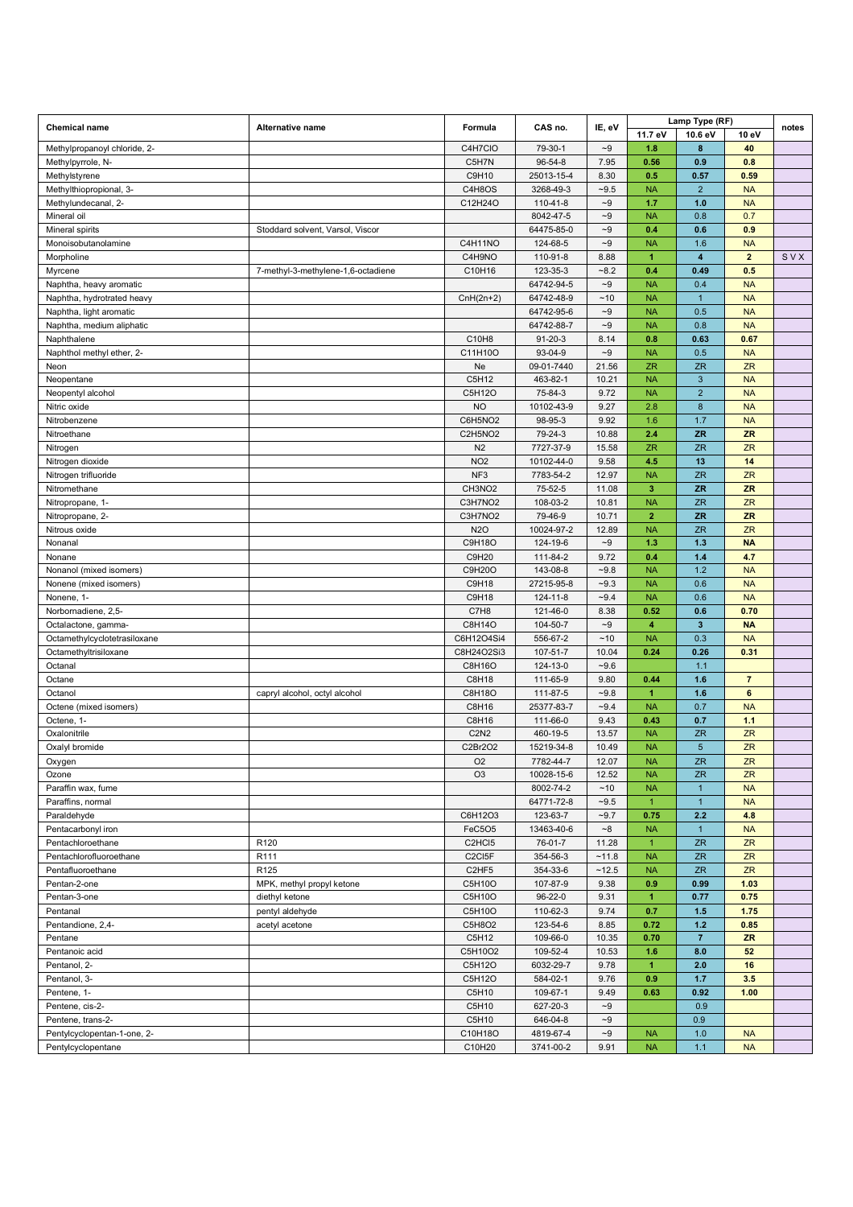| Chemical name | Alternative name | Formula | CAS no. | IE, eV | Lamp Type (RF) | | | notes |
|---|---|---|---|---|---|---|---|---|
| | | | | | 11.7 eV | 10.6 eV | 10 eV | |
| Methylpropanoyl chloride, 2- | | C4H7ClO | 79-30-1 | ~9 | 1.8 | 8 | 40 | |
| Methylpyrrole, N- | | C5H7N | 96-54-8 | 7.95 | 0.56 | 0.9 | 0.8 | |
| Methylstyrene | | C9H10 | 25013-15-4 | 8.30 | 0.5 | 0.57 | 0.59 | |
| Methylthiopropional, 3- | | C4H8OS | 3268-49-3 | ~9.5 | NA | 2 | NA | |
| Methylundecanal, 2- | | C12H24O | 110-41-8 | ~9 | 1.7 | 1.0 | NA | |
| Mineral oil | | | 8042-47-5 | ~9 | NA | 0.8 | 0.7 | |
| Mineral spirits | Stoddard solvent, Varsol, Viscor | | 64475-85-0 | ~9 | 0.4 | 0.6 | 0.9 | |
| Monoisobutanolamine | | C4H11NO | 124-68-5 | ~9 | NA | 1.6 | NA | |
| Morpholine | | C4H9NO | 110-91-8 | 8.88 | 1 | 4 | 2 | S V X |
| Myrcene | 7-methyl-3-methylene-1,6-octadiene | C10H16 | 123-35-3 | ~8.2 | 0.4 | 0.49 | 0.5 | |
| Naphtha, heavy aromatic | | | 64742-94-5 | ~9 | NA | 0.4 | NA | |
| Naphtha, hydrotrated heavy | | CnH(2n+2) | 64742-48-9 | ~10 | NA | 1 | NA | |
| Naphtha, light aromatic | | | 64742-95-6 | ~9 | NA | 0.5 | NA | |
| Naphtha, medium aliphatic | | | 64742-88-7 | ~9 | NA | 0.8 | NA | |
| Naphthalene | | C10H8 | 91-20-3 | 8.14 | 0.8 | 0.63 | 0.67 | |
| Naphthol methyl ether, 2- | | C11H10O | 93-04-9 | ~9 | NA | 0.5 | NA | |
| Neon | | Ne | 09-01-7440 | 21.56 | ZR | ZR | ZR | |
| Neopentane | | C5H12 | 463-82-1 | 10.21 | NA | 3 | NA | |
| Neopentyl alcohol | | C5H12O | 75-84-3 | 9.72 | NA | 2 | NA | |
| Nitric oxide | | NO | 10102-43-9 | 9.27 | 2.8 | 8 | NA | |
| Nitrobenzene | | C6H5NO2 | 98-95-3 | 9.92 | 1.6 | 1.7 | NA | |
| Nitroethane | | C2H5NO2 | 79-24-3 | 10.88 | 2.4 | ZR | ZR | |
| Nitrogen | | N2 | 7727-37-9 | 15.58 | ZR | ZR | ZR | |
| Nitrogen dioxide | | NO2 | 10102-44-0 | 9.58 | 4.5 | 13 | 14 | |
| Nitrogen trifluoride | | NF3 | 7783-54-2 | 12.97 | NA | ZR | ZR | |
| Nitromethane | | CH3NO2 | 75-52-5 | 11.08 | 3 | ZR | ZR | |
| Nitropropane, 1- | | C3H7NO2 | 108-03-2 | 10.81 | NA | ZR | ZR | |
| Nitropropane, 2- | | C3H7NO2 | 79-46-9 | 10.71 | 2 | ZR | ZR | |
| Nitrous oxide | | N2O | 10024-97-2 | 12.89 | NA | ZR | ZR | |
| Nonanal | | C9H18O | 124-19-6 | ~9 | 1.3 | 1.3 | NA | |
| Nonane | | C9H20 | 111-84-2 | 9.72 | 0.4 | 1.4 | 4.7 | |
| Nonanol (mixed isomers) | | C9H20O | 143-08-8 | ~9.8 | NA | 1.2 | NA | |
| Nonene (mixed isomers) | | C9H18 | 27215-95-8 | ~9.3 | NA | 0.6 | NA | |
| Nonene, 1- | | C9H18 | 124-11-8 | ~9.4 | NA | 0.6 | NA | |
| Norbornadiene, 2,5- | | C7H8 | 121-46-0 | 8.38 | 0.52 | 0.6 | 0.70 | |
| Octalactone, gamma- | | C8H14O | 104-50-7 | ~9 | 4 | 3 | NA | |
| Octamethylcyclotetrasiloxane | | C8H24O4Si4 | 556-67-2 | ~10 | NA | 0.3 | NA | |
| Octamethyltrisiloxane | | C8H24O2Si3 | 107-51-7 | 10.04 | 0.24 | 0.26 | 0.31 | |
| Octanal | | C8H16O | 124-13-0 | ~9.6 | | 1.1 | | |
| Octane | | C8H18 | 111-65-9 | 9.80 | 0.44 | 1.6 | 7 | |
| Octanol | capryl alcohol, octyl alcohol | C8H18O | 111-87-5 | ~9.8 | 1 | 1.6 | 6 | |
| Octene (mixed isomers) | | C8H16 | 25377-83-7 | ~9.4 | NA | 0.7 | NA | |
| Octene, 1- | | C8H16 | 111-66-0 | 9.43 | 0.43 | 0.7 | 1.1 | |
| Oxalonitrile | | C2N2 | 460-19-5 | 13.57 | NA | ZR | ZR | |
| Oxalyl bromide | | C2Br2O2 | 15219-34-8 | 10.49 | NA | 5 | ZR | |
| Oxygen | | O2 | 7782-44-7 | 12.07 | NA | ZR | ZR | |
| Ozone | | O3 | 10028-15-6 | 12.52 | NA | ZR | ZR | |
| Paraffin wax, fume | | | 8002-74-2 | ~10 | NA | 1 | NA | |
| Paraffins, normal | | | 64771-72-8 | ~9.5 | 1 | 1 | NA | |
| Paraldehyde | | C6H12O3 | 123-63-7 | ~9.7 | 0.75 | 2.2 | 4.8 | |
| Pentacarbonyl iron | | FeC5O5 | 13463-40-6 | ~8 | NA | 1 | NA | |
| Pentachloroethane | R120 | C2HCl5 | 76-01-7 | 11.28 | 1 | ZR | ZR | |
| Pentachlorofluoroethane | R111 | C2Cl5F | 354-56-3 | ~11.8 | NA | ZR | ZR | |
| Pentafluoroethane | R125 | C2HF5 | 354-33-6 | ~12.5 | NA | ZR | ZR | |
| Pentan-2-one | MPK, methyl propyl ketone | C5H10O | 107-87-9 | 9.38 | 0.9 | 0.99 | 1.03 | |
| Pentan-3-one | diethyl ketone | C5H10O | 96-22-0 | 9.31 | 1 | 0.77 | 0.75 | |
| Pentanal | pentyl aldehyde | C5H10O | 110-62-3 | 9.74 | 0.7 | 1.5 | 1.75 | |
| Pentandione, 2,4- | acetyl acetone | C5H8O2 | 123-54-6 | 8.85 | 0.72 | 1.2 | 0.85 | |
| Pentane | | C5H12 | 109-66-0 | 10.35 | 0.70 | 7 | ZR | |
| Pentanoic acid | | C5H10O2 | 109-52-4 | 10.53 | 1.6 | 8.0 | 52 | |
| Pentanol, 2- | | C5H12O | 6032-29-7 | 9.78 | 1 | 2.0 | 16 | |
| Pentanol, 3- | | C5H12O | 584-02-1 | 9.76 | 0.9 | 1.7 | 3.5 | |
| Pentene, 1- | | C5H10 | 109-67-1 | 9.49 | 0.63 | 0.92 | 1.00 | |
| Pentene, cis-2- | | C5H10 | 627-20-3 | ~9 | | 0.9 | | |
| Pentene, trans-2- | | C5H10 | 646-04-8 | ~9 | | 0.9 | | |
| Pentylcyclopentan-1-one, 2- | | C10H18O | 4819-67-4 | ~9 | NA | 1.0 | NA | |
| Pentylcyclopentane | | C10H20 | 3741-00-2 | 9.91 | NA | 1.1 | NA | |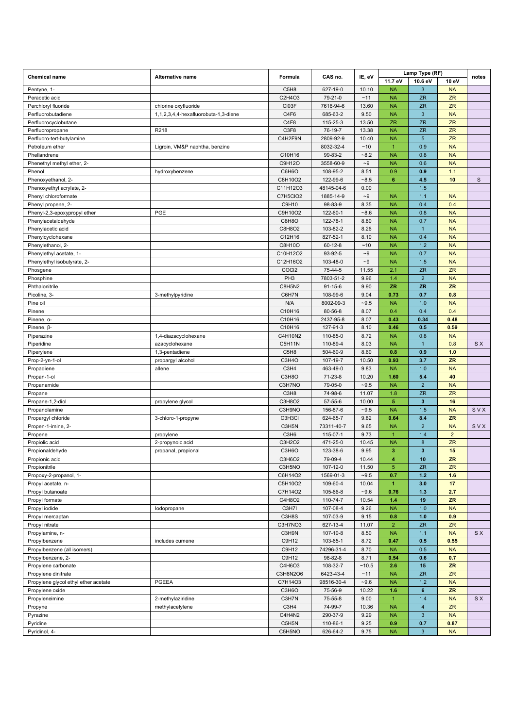| Chemical name | Alternative name | Formula | CAS no. | IE, eV | Lamp Type (RF) | | | notes |
|---|---|---|---|---|---|---|---|---|
| | | | | | 11.7 eV | 10.6 eV | 10 eV | |
| Pentyne, 1- | | C5H8 | 627-19-0 | 10.10 | NA | 3 | NA | |
| Peracetic acid | | C2H4O3 | 79-21-0 | ~11 | NA | ZR | ZR | |
| Perchloryl fluoride | chlorine oxyfluoride | Cl03F | 7616-94-6 | 13.60 | NA | ZR | ZR | |
| Perfluorobutadiene | 1,1,2,3,4,4-hexafluorobuta-1,3-diene | C4F6 | 685-63-2 | 9.50 | NA | 3 | NA | |
| Perfluorocyclobutane | | C4F8 | 115-25-3 | 13.50 | ZR | ZR | ZR | |
| Perfluoropropane | R218 | C3F8 | 76-19-7 | 13.38 | NA | ZR | ZR | |
| Perfluoro-tert-butylamine | | C4H2F9N | 2809-92-9 | 10.40 | NA | 5 | ZR | |
| Petroleum ether | Ligroin, VM&P naphtha, benzine | | 8032-32-4 | ~10 | 1 | 0.9 | NA | |
| Phellandrene | | C10H16 | 99-83-2 | ~8.2 | NA | 0.8 | NA | |
| Phenethyl methyl ether, 2- | | C9H12O | 3558-60-9 | ~9 | NA | 0.6 | NA | |
| Phenol | hydroxybenzene | C6H6O | 108-95-2 | 8.51 | 0.9 | **0.9** | 1.1 | |
| Phenoxyethanol, 2- | | C8H10O2 | 122-99-6 | ~8.5 | **6** | **4.5** | **10** | S |
| Phenoxyethyl acrylate, 2- | | C11H12O3 | 48145-04-6 | 0.00 | | 1.5 | | |
| Phenyl chloroformate | | C7H5ClO2 | 1885-14-9 | ~9 | NA | 1.1 | NA | |
| Phenyl propene, 2- | | C9H10 | 98-83-9 | 8.35 | NA | 0.4 | 0.4 | |
| Phenyl-2,3-epoxypropyl ether | PGE | C9H10O2 | 122-60-1 | ~8.6 | NA | 0.8 | NA | |
| Phenylacetaldehyde | | C8H8O | 122-78-1 | 8.80 | NA | 0.7 | NA | |
| Phenylacetic acid | | C8H8O2 | 103-82-2 | 8.26 | NA | 1 | NA | |
| Phenylcyclohexane | | C12H16 | 827-52-1 | 8.10 | NA | 0.4 | NA | |
| Phenylethanol, 2- | | C8H10O | 60-12-8 | ~10 | NA | 1.2 | NA | |
| Phenylethyl acetate, 1- | | C10H12O2 | 93-92-5 | ~9 | NA | 0.7 | NA | |
| Phenylethyl isobutyrate, 2- | | C12H16O2 | 103-48-0 | ~9 | NA | 1.5 | NA | |
| Phosgene | | COCl2 | 75-44-5 | 11.55 | 2.1 | ZR | ZR | |
| Phosphine | | PH3 | 7803-51-2 | 9.96 | 1.4 | 2 | NA | |
| Phthalonitrile | | C8H5N2 | 91-15-6 | 9.90 | **ZR** | **ZR** | **ZR** | |
| Picoline, 3- | 3-methylpyridine | C6H7N | 108-99-6 | 9.04 | **0.73** | **0.7** | **0.8** | |
| Pine oil | | N/A | 8002-09-3 | ~9.5 | NA | 1.0 | NA | |
| Pinene | | C10H16 | 80-56-8 | 8.07 | 0.4 | 0.4 | 0.4 | |
| Pinene, α- | | C10H16 | 2437-95-8 | 8.07 | **0.43** | **0.34** | **0.48** | |
| Pinene, β- | | C10H16 | 127-91-3 | 8.10 | **0.46** | **0.5** | **0.59** | |
| Piperazine | 1,4-diazacyclohexane | C4H10N2 | 110-85-0 | 8.72 | NA | 0.8 | NA | |
| Piperidine | azacyclohexane | C5H11N | 110-89-4 | 8.03 | NA | 1 | 0.8 | S X |
| Piperylene | 1,3-pentadiene | C5H8 | 504-60-9 | 8.60 | **0.8** | **0.9** | **1.0** | |
| Prop-2-yn-1-ol | propargyl alcohol | C3H4O | 107-19-7 | 10.50 | **0.93** | **3.7** | **ZR** | |
| Propadiene | allene | C3H4 | 463-49-0 | 9.83 | NA | 1.0 | NA | |
| Propan-1-ol | | C3H8O | 71-23-8 | 10.20 | **1.60** | **5.4** | **40** | |
| Propanamide | | C3H7NO | 79-05-0 | ~9.5 | NA | 2 | NA | |
| Propane | | C3H8 | 74-98-6 | 11.07 | 1.8 | ZR | ZR | |
| Propane-1,2-diol | propylene glycol | C3H8O2 | 57-55-6 | 10.00 | **5** | **3** | **16** | |
| Propanolamine | | C3H9NO | 156-87-6 | ~9.5 | NA | 1.5 | NA | S V X |
| Propargyl chloride | 3-chloro-1-propyne | C3H3Cl | 624-65-7 | 9.82 | **0.64** | **8.4** | **ZR** | |
| Propen-1-imine, 2- | | C3H5N | 73311-40-7 | 9.65 | NA | 2 | NA | S V X |
| Propene | propylene | C3H6 | 115-07-1 | 9.73 | 1 | 1.4 | 2 | |
| Propiolic acid | 2-propynoic acid | C3H2O2 | 471-25-0 | 10.45 | NA | 8 | ZR | |
| Propionaldehyde | propanal, propional | C3H6O | 123-38-6 | 9.95 | **3** | **3** | **15** | |
| Propionic acid | | C3H6O2 | 79-09-4 | 10.44 | **4** | **10** | **ZR** | |
| Propionitrile | | C3H5NO | 107-12-0 | 11.50 | 5 | ZR | ZR | |
| Propoxy-2-propanol, 1- | | C6H14O2 | 1569-01-3 | ~9.5 | **0.7** | **1.2** | **1.6** | |
| Propyl acetate, n- | | C5H10O2 | 109-60-4 | 10.04 | **1** | **3.0** | **17** | |
| Propyl butanoate | | C7H14O2 | 105-66-8 | ~9.6 | **0.76** | **1.3** | **2.7** | |
| Propyl formate | | C4H8O2 | 110-74-7 | 10.54 | **1.4** | **19** | **ZR** | |
| Propyl iodide | Iodopropane | C3H7I | 107-08-4 | 9.26 | NA | 1.0 | NA | |
| Propyl mercaptan | | C3H8S | 107-03-9 | 9.15 | **0.8** | **1.0** | **0.9** | |
| Propyl nitrate | | C3H7NO3 | 627-13-4 | 11.07 | 2 | ZR | ZR | |
| Propylamine, n- | | C3H9N | 107-10-8 | 8.50 | NA | 1.1 | NA | S X |
| Propylbenzene | includes cumene | C9H12 | 103-65-1 | 8.72 | **0.47** | **0.5** | **0.55** | |
| Propylbenzene (all isomers) | | C9H12 | 74296-31-4 | 8.70 | NA | 0.5 | NA | |
| Propylbenzene, 2- | | C9H12 | 98-82-8 | 8.71 | **0.54** | **0.6** | **0.7** | |
| Propylene carbonate | | C4H6O3 | 108-32-7 | ~10.5 | **2.6** | **15** | **ZR** | |
| Propylene dinitrate | | C3H6N2O6 | 6423-43-4 | ~11 | NA | ZR | ZR | |
| Propylene glycol ethyl ether acetate | PGEEA | C7H14O3 | 98516-30-4 | ~9.6 | NA | 1.2 | NA | |
| Propylene oxide | | C3H6O | 75-56-9 | 10.22 | **1.6** | **6** | **ZR** | |
| Propyleneimine | 2-methylaziridine | C3H7N | 75-55-8 | 9.00 | 1 | 1.4 | NA | S X |
| Propyne | methylacetylene | C3H4 | 74-99-7 | 10.36 | NA | 4 | ZR | |
| Pyrazine | | C4H4N2 | 290-37-9 | 9.29 | NA | 3 | NA | |
| Pyridine | | C5H5N | 110-86-1 | 9.25 | **0.9** | **0.7** | **0.87** | |
| Pyridinol, 4- | | C5H5NO | 626-64-2 | 9.75 | NA | 3 | NA | |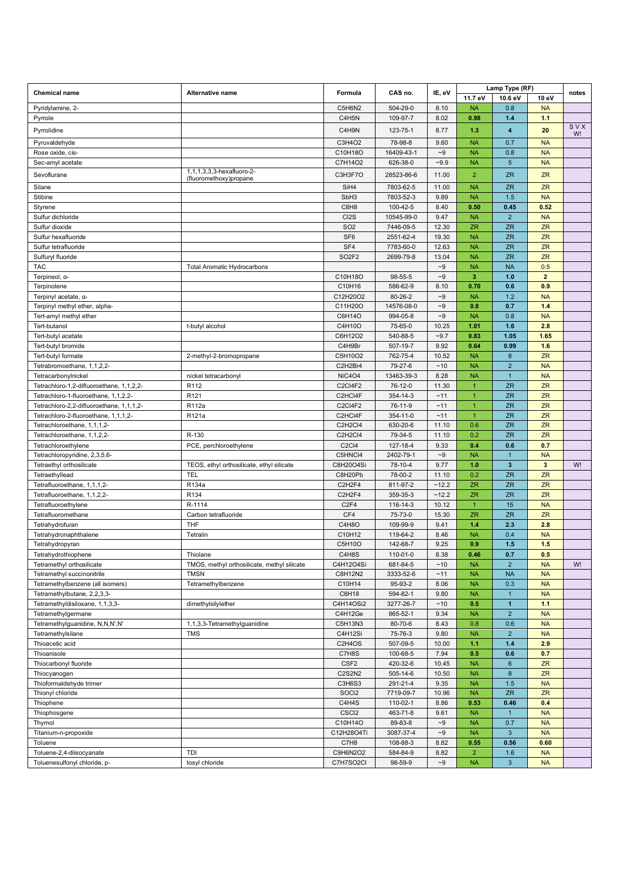| Chemical name | Alternative name | Formula | CAS no. | IE, eV | Lamp Type (RF) | | | notes |
|---|---|---|---|---|---|---|---|---|
| | | | | | 11.7 eV | 10.6 eV | 10 eV | |
| Pyridylamine, 2- | | C5H6N2 | 504-29-0 | 8.10 | NA | 0.8 | NA | |
| Pyrrole | | C4H5N | 109-97-7 | 8.02 | **0.98** | **1.4** | **1.1** | |
| Pyrrolidine | | C4H9N | 123-75-1 | 8.77 | **1.3** | **4** | **20** | S V X W! |
| Pyruvaldehyde | | C3H4O2 | 78-98-8 | 9.60 | NA | 0.7 | NA | |
| Rose oxide, cis- | | C10H18O | 16409-43-1 | ~9 | NA | 0.8 | NA | |
| Sec-amyl acetate | | C7H14O2 | 626-38-0 | ~9.9 | NA | 5 | NA | |
| Sevoflurane | 1,1,1,3,3,3-hexafluoro-2-(fluoromethoxy)propane | C3H3F7O | 28523-86-6 | 11.00 | 2 | ZR | ZR | |
| Silane | | SiH4 | 7803-62-5 | 11.00 | NA | ZR | ZR | |
| Stibine | | SbH3 | 7803-52-3 | 9.89 | NA | 1.5 | NA | |
| Styrene | | C8H8 | 100-42-5 | 8.40 | **0.50** | **0.45** | **0.52** | |
| Sulfur dichloride | | Cl2S | 10545-99-0 | 9.47 | NA | 2 | NA | |
| Sulfur dioxide | | SO2 | 7446-09-5 | 12.30 | ZR | ZR | ZR | |
| Sulfur hexafluoride | | SF6 | 2551-62-4 | 19.30 | NA | ZR | ZR | |
| Sulfur tetrafluoride | | SF4 | 7783-60-0 | 12.63 | NA | ZR | ZR | |
| Sulfuryl fluoride | | SO2F2 | 2699-79-8 | 13.04 | NA | ZR | ZR | |
| TAC | Total Aromatic Hydrocarbons | | | ~9 | NA | NA | 0.5 | |
| Terpineol, α- | | C10H18O | 98-55-5 | ~9 | **3** | **1.0** | **2** | |
| Terpinolene | | C10H16 | 586-62-9 | 8.10 | **0.70** | **0.6** | **0.9** | |
| Terpinyl acetate, α- | | C12H20O2 | 80-26-2 | ~9 | NA | 1.2 | NA | |
| Terpinyl methyl ether, alpha- | | C11H20O | 14576-08-0 | ~9 | **0.8** | **0.7** | **1.4** | |
| Tert-amyl methyl ether | | C6H14O | 994-05-8 | ~9 | NA | 0.8 | NA | |
| Tert-butanol | t-butyl alcohol | C4H10O | 75-65-0 | 10.25 | **1.01** | **1.6** | **2.8** | |
| Tert-butyl acetate | | C6H12O2 | 540-88-5 | ~9.7 | **0.83** | **1.05** | **1.65** | |
| Tert-butyl bromide | | C4H9Br | 507-19-7 | 9.92 | **0.64** | **0.99** | **1.6** | |
| Tert-butyl formate | 2-methyl-2-bromopropane | C5H10O2 | 762-75-4 | 10.52 | NA | 8 | ZR | |
| Tetrabromoethane, 1,1,2,2- | | C2H2Br4 | 79-27-6 | ~10 | NA | 2 | NA | |
| Tetracarbonylnickel | nickel tetracarbonyl | NiC4O4 | 13463-39-3 | 8.28 | NA | 1 | NA | |
| Tetrachloro-1,2-difluoroethane, 1,1,2,2- | R112 | C2Cl4F2 | 76-12-0 | 11.30 | 1 | ZR | ZR | |
| Tetrachloro-1-fluoroethane, 1,1,2,2- | R121 | C2HCl4F | 354-14-3 | ~11 | 1 | ZR | ZR | |
| Tetrachloro-2,2-difluoroethane, 1,1,1,2- | R112a | C2Cl4F2 | 76-11-9 | ~11 | 1 | ZR | ZR | |
| Tetrachloro-2-fluoroethane, 1,1,1,2- | R121a | C2HCl4F | 354-11-0 | ~11 | 1 | ZR | ZR | |
| Tetrachloroethane, 1,1,1,2- | | C2H2Cl4 | 630-20-6 | 11.10 | 0.6 | ZR | ZR | |
| Tetrachloroethane, 1,1,2,2- | R-130 | C2H2Cl4 | 79-34-5 | 11.10 | 0.2 | ZR | ZR | |
| Tetrachloroethylene | PCE, perchloroethylene | C2Cl4 | 127-18-4 | 9.33 | **0.4** | **0.6** | **0.7** | |
| Tetrachloropyridine, 2,3,5,6- | | C5HNCl4 | 2402-79-1 | ~9 | NA | 1 | NA | |
| Tetraethyl orthosilicate | TEOS, ethyl orthosilicate, ethyl silicate | C8H20O4Si | 78-10-4 | 9.77 | **1.0** | **3** | **3** | W! |
| Tetraethyllead | TEL | C8H20Pb | 78-00-2 | 11.10 | 0.2 | ZR | ZR | |
| Tetrafluoroethane, 1,1,1,2- | R134a | C2H2F4 | 811-97-2 | ~12.2 | ZR | ZR | ZR | |
| Tetrafluoroethane, 1,1,2,2- | R134 | C2H2F4 | 359-35-3 | ~12.2 | ZR | ZR | ZR | |
| Tetrafluoroethylene | R-1114 | C2F4 | 116-14-3 | 10.12 | 1 | 15 | NA | |
| Tetrafluoromethane | Carbon tetrafluoride | CF4 | 75-73-0 | 15.30 | ZR | ZR | ZR | |
| Tetrahydrofuran | THF | C4H8O | 109-99-9 | 9.41 | **1.4** | **2.3** | **2.8** | |
| Tetrahydronaphthalene | Tetralin | C10H12 | 119-64-2 | 8.46 | NA | 0.4 | NA | |
| Tetrahydropyran | | C5H10O | 142-68-7 | 9.25 | **0.9** | **1.5** | **1.5** | |
| Tetrahydrothiophene | Thiolane | C4H8S | 110-01-0 | 8.38 | **0.46** | **0.7** | **0.5** | |
| Tetramethyl orthosilicate | TMOS, methyl orthosilicate, methyl silicate | C4H12O4Si | 681-84-5 | ~10 | NA | 2 | NA | W! |
| Tetramethyl succinonitrile | TMSN | C8H12N2 | 3333-52-6 | ~11 | NA | NA | NA | |
| Tetramethylbenzene (all isomers) | Tetramethylbenzene | C10H14 | 95-93-2 | 8.06 | NA | 0.3 | NA | |
| Tetramethylbutane, 2,2,3,3- | | C8H18 | 594-82-1 | 9.80 | NA | 1 | NA | |
| Tetramethyldisiloxane, 1,1,3,3- | dimethylsilylether | C4H14OSi2 | 3277-26-7 | ~10 | **0.5** | **1** | **1.1** | |
| Tetramethylgermane | | C4H12Ge | 865-52-1 | 9.34 | NA | 2 | NA | |
| Tetramethylguanidine, N,N,N',N' | 1,1,3,3-Tetramethylguanidine | C5H13N3 | 80-70-6 | 8.43 | 0.8 | 0.6 | NA | |
| Tetramethylsilane | TMS | C4H12Si | 75-76-3 | 9.80 | NA | 2 | NA | |
| Thioacetic acid | | C2H4OS | 507-09-5 | 10.00 | **1.1** | **1.4** | **2.9** | |
| Thioanisole | | C7H8S | 100-68-5 | 7.94 | **0.5** | **0.6** | **0.7** | |
| Thiocarbonyl fluoride | | CSF2 | 420-32-6 | 10.45 | NA | 6 | ZR | |
| Thiocyanogen | | C2S2N2 | 505-14-6 | 10.50 | NA | 8 | ZR | |
| Thioformaldehyde trimer | | C3H6S3 | 291-21-4 | 9.35 | NA | 1.5 | NA | |
| Thionyl chloride | | SOCl2 | 7719-09-7 | 10.96 | NA | ZR | ZR | |
| Thiophene | | C4H4S | 110-02-1 | 8.86 | **0.53** | **0.46** | **0.4** | |
| Thiophosgene | | CSCl2 | 463-71-8 | 9.61 | NA | 1 | NA | |
| Thymol | | C10H14O | 89-83-8 | ~9 | NA | 0.7 | NA | |
| Titanium-n-propoxide | | C12H28O4Ti | 3087-37-4 | ~9 | NA | 3 | NA | |
| Toluene | | C7H8 | 108-88-3 | 8.82 | **0.55** | **0.56** | **0.60** | |
| Toluene-2,4-diisocyanate | TDI | C9H6N2O2 | 584-84-9 | 8.82 | 2 | 1.6 | NA | |
| Toluenesulfonyl chloride, p- | tosyl chloride | C7H7SO2Cl | 98-59-9 | ~9 | NA | 3 | NA | |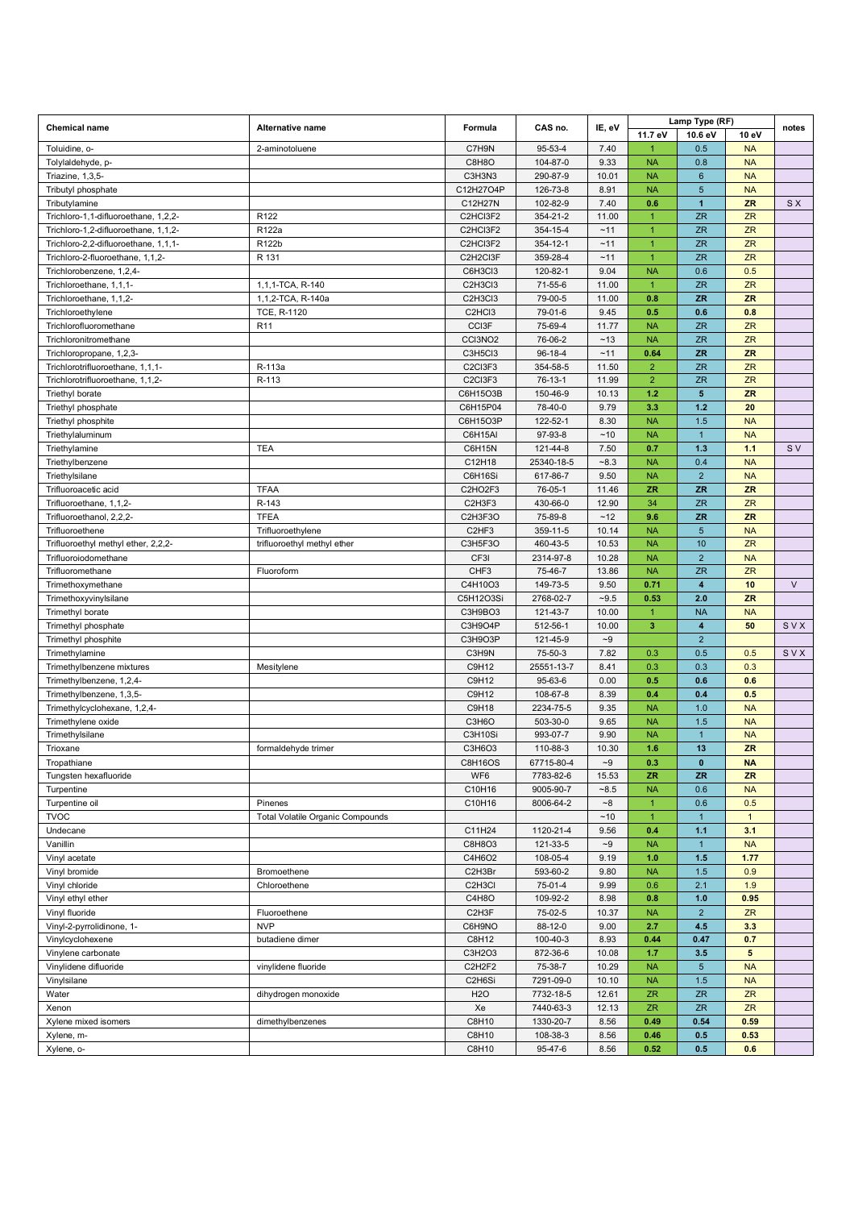| Chemical name | Alternative name | Formula | CAS no. | IE, eV | Lamp Type (RF) | | | notes |
|---|---|---|---|---|---|---|---|---|
| | | | | | 11.7 eV | 10.6 eV | 10 eV | |
| Toluidine, o- | 2-aminotoluene | C7H9N | 95-53-4 | 7.40 | 1 | 0.5 | NA | |
| Tolylaldehyde, p- | | C8H8O | 104-87-0 | 9.33 | NA | 0.8 | NA | |
| Triazine, 1,3,5- | | C3H3N3 | 290-87-9 | 10.01 | NA | 6 | NA | |
| Tributyl phosphate | | C12H27O4P | 126-73-8 | 8.91 | NA | 5 | NA | |
| Tributylamine | | C12H27N | 102-82-9 | 7.40 | **0.6** | **1** | **ZR** | S X |
| Trichloro-1,1-difluoroethane, 1,2,2- | R122 | C2HCl3F2 | 354-21-2 | 11.00 | 1 | ZR | ZR | |
| Trichloro-1,2-difluoroethane, 1,1,2- | R122a | C2HCl3F2 | 354-15-4 | ~11 | 1 | ZR | ZR | |
| Trichloro-2,2-difluoroethane, 1,1,1- | R122b | C2HCl3F2 | 354-12-1 | ~11 | 1 | ZR | ZR | |
| Trichloro-2-fluoroethane, 1,1,2- | R 131 | C2H2Cl3F | 359-28-4 | ~11 | 1 | ZR | ZR | |
| Trichlorobenzene, 1,2,4- | | C6H3Cl3 | 120-82-1 | 9.04 | NA | 0.6 | 0.5 | |
| Trichloroethane, 1,1,1- | 1,1,1-TCA, R-140 | C2H3Cl3 | 71-55-6 | 11.00 | 1 | ZR | ZR | |
| Trichloroethane, 1,1,2- | 1,1,2-TCA, R-140a | C2H3Cl3 | 79-00-5 | 11.00 | **0.8** | **ZR** | **ZR** | |
| Trichloroethylene | TCE, R-1120 | C2HCl3 | 79-01-6 | 9.45 | **0.5** | **0.6** | **0.8** | |
| Trichlorofluoromethane | R11 | CCl3F | 75-69-4 | 11.77 | NA | ZR | ZR | |
| Trichloronitromethane | | CCl3NO2 | 76-06-2 | ~13 | NA | ZR | ZR | |
| Trichloropropane, 1,2,3- | | C3H5Cl3 | 96-18-4 | ~11 | **0.64** | **ZR** | **ZR** | |
| Trichlorotrifluoroethane, 1,1,1- | R-113a | C2Cl3F3 | 354-58-5 | 11.50 | 2 | ZR | ZR | |
| Trichlorotrifluoroethane, 1,1,2- | R-113 | C2Cl3F3 | 76-13-1 | 11.99 | 2 | ZR | ZR | |
| Triethyl borate | | C6H15O3B | 150-46-9 | 10.13 | **1.2** | **5** | **ZR** | |
| Triethyl phosphate | | C6H15P04 | 78-40-0 | 9.79 | **3.3** | **1.2** | **20** | |
| Triethyl phosphite | | C6H15O3P | 122-52-1 | 8.30 | NA | 1.5 | NA | |
| Triethylaluminum | | C6H15Al | 97-93-8 | ~10 | NA | 1 | NA | |
| Triethylamine | TEA | C6H15N | 121-44-8 | 7.50 | **0.7** | **1.3** | **1.1** | S V |
| Triethylbenzene | | C12H18 | 25340-18-5 | ~8.3 | NA | 0.4 | NA | |
| Triethylsilane | | C6H16Si | 617-86-7 | 9.50 | NA | 2 | NA | |
| Trifluoroacetic acid | TFAA | C2HO2F3 | 76-05-1 | 11.46 | **ZR** | **ZR** | **ZR** | |
| Trifluoroethane, 1,1,2- | R-143 | C2H3F3 | 430-66-0 | 12.90 | 34 | ZR | ZR | |
| Trifluoroethanol, 2,2,2- | TFEA | C2H3F3O | 75-89-8 | ~12 | **9.6** | **ZR** | **ZR** | |
| Trifluoroethene | Trifluoroethylene | C2HF3 | 359-11-5 | 10.14 | NA | 5 | NA | |
| Trifluoroethyl methyl ether, 2,2,2- | trifluoroethyl methyl ether | C3H5F3O | 460-43-5 | 10.53 | NA | 10 | ZR | |
| Trifluoroiodomethane | | CF3I | 2314-97-8 | 10.28 | NA | 2 | NA | |
| Trifluoromethane | Fluoroform | CHF3 | 75-46-7 | 13.86 | NA | ZR | ZR | |
| Trimethoxymethane | | C4H10O3 | 149-73-5 | 9.50 | **0.71** | **4** | **10** | V |
| Trimethoxyvinylsilane | | C5H12O3Si | 2768-02-7 | ~9.5 | **0.53** | **2.0** | **ZR** | |
| Trimethyl borate | | C3H9BO3 | 121-43-7 | 10.00 | 1 | NA | NA | |
| Trimethyl phosphate | | C3H9O4P | 512-56-1 | 10.00 | **3** | **4** | **50** | S V X |
| Trimethyl phosphite | | C3H9O3P | 121-45-9 | ~9 | | 2 | | |
| Trimethylamine | | C3H9N | 75-50-3 | 7.82 | 0.3 | 0.5 | 0.5 | S V X |
| Trimethylbenzene mixtures | Mesitylene | C9H12 | 25551-13-7 | 8.41 | 0.3 | 0.3 | 0.3 | |
| Trimethylbenzene, 1,2,4- | | C9H12 | 95-63-6 | 0.00 | **0.5** | **0.6** | **0.6** | |
| Trimethylbenzene, 1,3,5- | | C9H12 | 108-67-8 | 8.39 | **0.4** | **0.4** | **0.5** | |
| Trimethylcyclohexane, 1,2,4- | | C9H18 | 2234-75-5 | 9.35 | NA | 1.0 | NA | |
| Trimethylene oxide | | C3H6O | 503-30-0 | 9.65 | NA | 1.5 | NA | |
| Trimethylsilane | | C3H10Si | 993-07-7 | 9.90 | NA | 1 | NA | |
| Trioxane | formaldehyde trimer | C3H6O3 | 110-88-3 | 10.30 | **1.6** | **13** | **ZR** | |
| Tropathiane | | C8H16OS | 67715-80-4 | ~9 | **0.3** | **0** | **NA** | |
| Tungsten hexafluoride | | WF6 | 7783-82-6 | 15.53 | **ZR** | **ZR** | **ZR** | |
| Turpentine | | C10H16 | 9005-90-7 | ~8.5 | NA | 0.6 | NA | |
| Turpentine oil | Pinenes | C10H16 | 8006-64-2 | ~8 | 1 | 0.6 | 0.5 | |
| TVOC | Total Volatile Organic Compounds | | | ~10 | 1 | 1 | 1 | |
| Undecane | | C11H24 | 1120-21-4 | 9.56 | **0.4** | **1.1** | **3.1** | |
| Vanillin | | C8H8O3 | 121-33-5 | ~9 | NA | 1 | NA | |
| Vinyl acetate | | C4H6O2 | 108-05-4 | 9.19 | **1.0** | **1.5** | **1.77** | |
| Vinyl bromide | Bromoethene | C2H3Br | 593-60-2 | 9.80 | NA | 1.5 | 0.9 | |
| Vinyl chloride | Chloroethene | C2H3Cl | 75-01-4 | 9.99 | 0.6 | 2.1 | 1.9 | |
| Vinyl ethyl ether | | C4H8O | 109-92-2 | 8.98 | **0.8** | **1.0** | **0.95** | |
| Vinyl fluoride | Fluoroethene | C2H3F | 75-02-5 | 10.37 | NA | 2 | ZR | |
| Vinyl-2-pyrrolidinone, 1- | NVP | C6H9NO | 88-12-0 | 9.00 | **2.7** | **4.5** | **3.3** | |
| Vinylcyclohexene | butadiene dimer | C8H12 | 100-40-3 | 8.93 | **0.44** | **0.47** | **0.7** | |
| Vinylene carbonate | | C3H2O3 | 872-36-6 | 10.08 | **1.7** | **3.5** | **5** | |
| Vinylidene difluoride | vinylidene fluoride | C2H2F2 | 75-38-7 | 10.29 | NA | 5 | NA | |
| Vinylsilane | | C2H6Si | 7291-09-0 | 10.10 | NA | 1.5 | NA | |
| Water | dihydrogen monoxide | H2O | 7732-18-5 | 12.61 | ZR | ZR | ZR | |
| Xenon | | Xe | 7440-63-3 | 12.13 | ZR | ZR | ZR | |
| Xylene mixed isomers | dimethylbenzenes | C8H10 | 1330-20-7 | 8.56 | **0.49** | **0.54** | **0.59** | |
| Xylene, m- | | C8H10 | 108-38-3 | 8.56 | **0.46** | **0.5** | **0.53** | |
| Xylene, o- | | C8H10 | 95-47-6 | 8.56 | **0.52** | **0.5** | **0.6** | |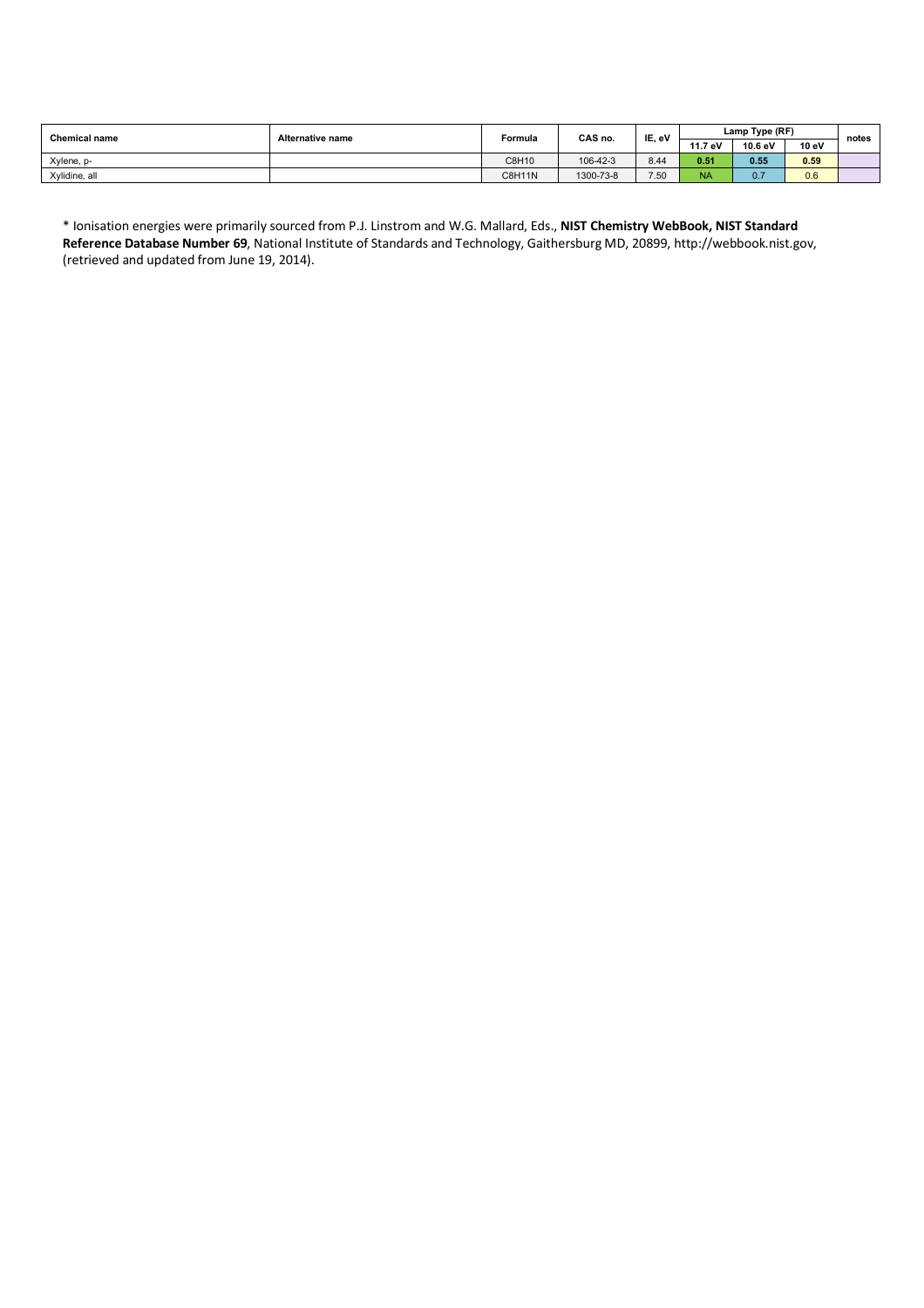| Chemical name | Alternative name | Formula | CAS no. | IE, eV | Lamp Type (RF) | | | notes |
|---|---|---|---|---|---|---|---|---|
| | | | | | 11.7 eV | 10.6 eV | 10 eV | |
| Xylene, p- | | C8H10 | 106-42-3 | 8.44 | **0.51** | **0.55** | **0.59** | |
| Xylidine, all | | C8H11N | 1300-73-8 | 7.50 | NA | 0.7 | 0.6 | |

* Ionisation energies were primarily sourced from P.J. Linstrom and W.G. Mallard, Eds., **NIST Chemistry WebBook, NIST Standard Reference Database Number 69**, National Institute of Standards and Technology, Gaithersburg MD, 20899, http://webbook.nist.gov, (retrieved and updated from June 19, 2014).